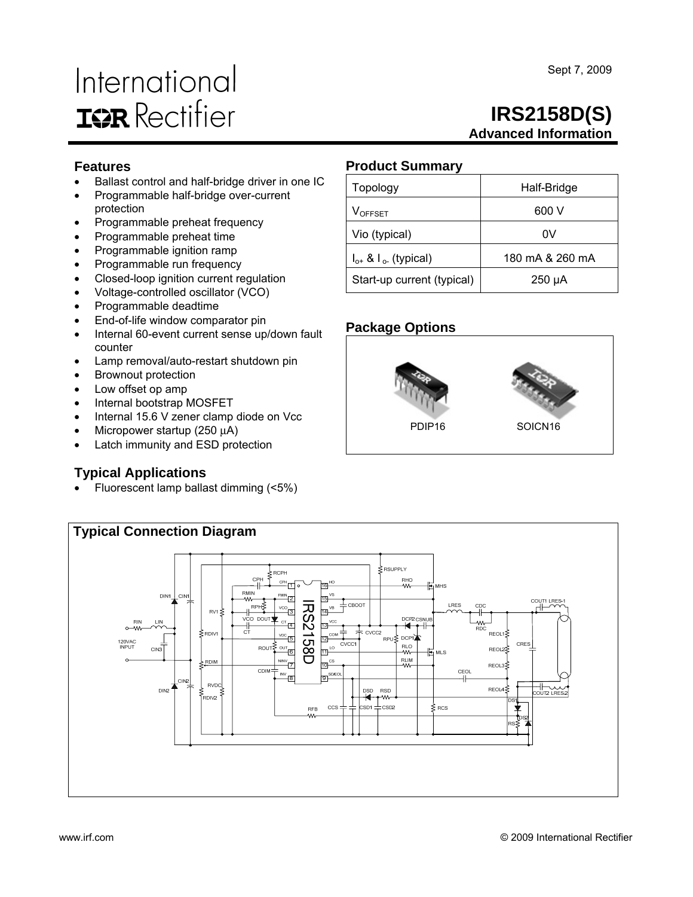Sept 7, 2009

International Rectifier

# IRS2158D(S)

**Advanced Information**

## Features

- Ballast control and half-bridge driver in one IC
- Programmable half-bridge over-current protection
- Programmable preheat frequency
- Programmable preheat time
- Programmable ignition ramp
- Programmable run frequency
- Closed-loop ignition current regulation
- Voltage-controlled oscillator (VCO)
- Programmable deadtime
- End-of-life window comparator pin
- Internal 60-event current sense up/down fault counter
- Lamp removal/auto-restart shutdown pin
- Brownout protection
- Low offset op amp
- Internal bootstrap MOSFET
- Internal 15.6 V zener clamp diode on Vcc
- Micropower startup (250 µA)
- Latch immunity and ESD protection

## Typical Applications

- Fluorescent lamp ballast dimming (<5%)

## Product Summary

| Topology | Half-Bridge |
| --- | --- |
| $V_{OFFSET}$ | 600 V |
| Vio (typical) | 0V |
| $I_{o+}$ & $I_{o-}$ (typical) | 180 mA & 260 mA |
| Start-up current (typical) | 250 µA |

## Package Options

PDIP16 SOICN16

## Typical Connection Diagram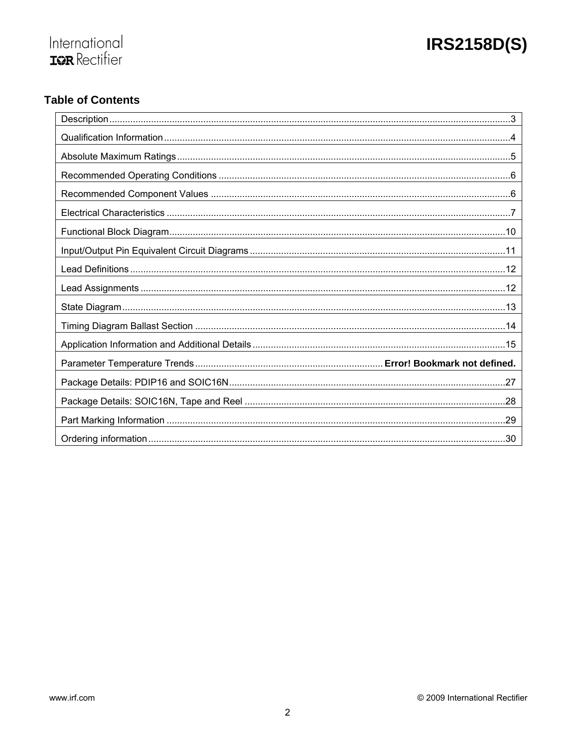## Table of Contents

| | |
|---|---|
| Description | 3 |
| Qualification Information | 4 |
| Absolute Maximum Ratings | 5 |
| Recommended Operating Conditions | 6 |
| Recommended Component Values | 6 |
| Electrical Characteristics | 7 |
| Functional Block Diagram | 10 |
| Input/Output Pin Equivalent Circuit Diagrams | 11 |
| Lead Definitions | 12 |
| Lead Assignments | 12 |
| State Diagram | 13 |
| Timing Diagram Ballast Section | 14 |
| Application Information and Additional Details | 15 |
| Parameter Temperature Trends | **Error! Bookmark not defined.** |
| Package Details: PDIP16 and SOIC16N | 27 |
| Package Details: SOIC16N, Tape and Reel | 28 |
| Part Marking Information | 29 |
| Ordering information | 30 |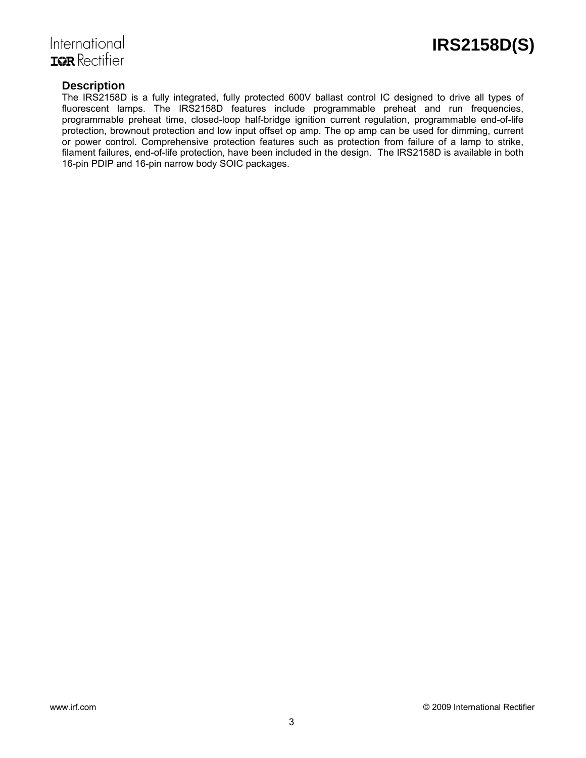## Description

The IRS2158D is a fully integrated, fully protected 600V ballast control IC designed to drive all types of fluorescent lamps. The IRS2158D features include programmable preheat and run frequencies, programmable preheat time, closed-loop half-bridge ignition current regulation, programmable end-of-life protection, brownout protection and low input offset op amp. The op amp can be used for dimming, current or power control. Comprehensive protection features such as protection from failure of a lamp to strike, filament failures, end-of-life protection, have been included in the design. The IRS2158D is available in both 16-pin PDIP and 16-pin narrow body SOIC packages.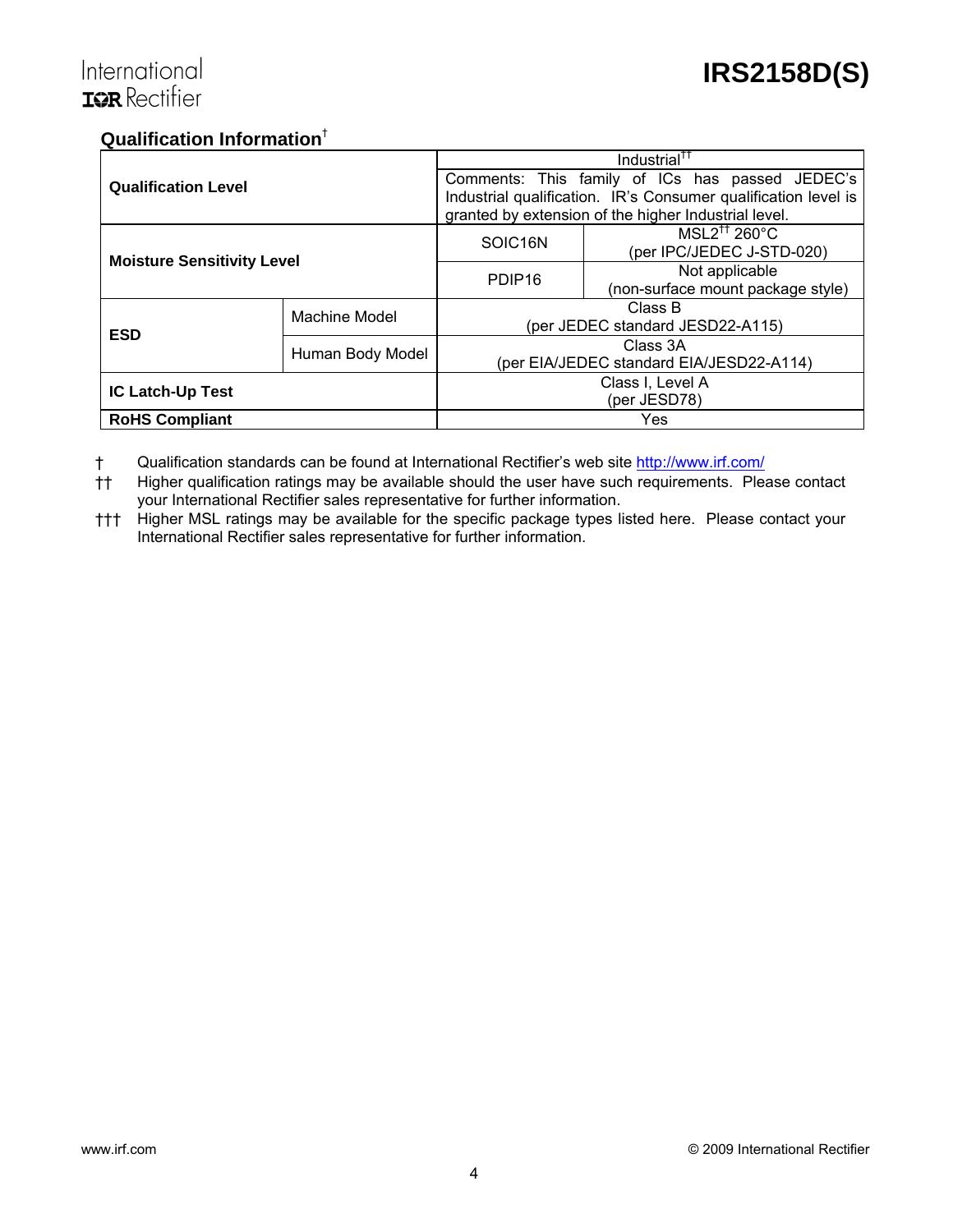## Qualification Information[†]

| | | | |
|---|---|---|---|
| **Qualification Level** | | Industrial[††] | |
| | | Comments: This family of ICs has passed JEDEC's Industrial qualification. IR's Consumer qualification level is granted by extension of the higher Industrial level. | |
| **Moisture Sensitivity Level** | | SOIC16N | MSL2[†††] 260°C (per IPC/JEDEC J-STD-020) |
| | | PDIP16 | Not applicable (non-surface mount package style) |
| **ESD** | Machine Model | Class B (per JEDEC standard JESD22-A115) | |
| | Human Body Model | Class 3A (per EIA/JEDEC standard EIA/JESD22-A114) | |
| **IC Latch-Up Test** | | Class I, Level A (per JESD78) | |
| **RoHS Compliant** | | Yes | |

† Qualification standards can be found at International Rectifier's web site http://www.irf.com/

†† Higher qualification ratings may be available should the user have such requirements. Please contact your International Rectifier sales representative for further information.

††† Higher MSL ratings may be available for the specific package types listed here. Please contact your International Rectifier sales representative for further information.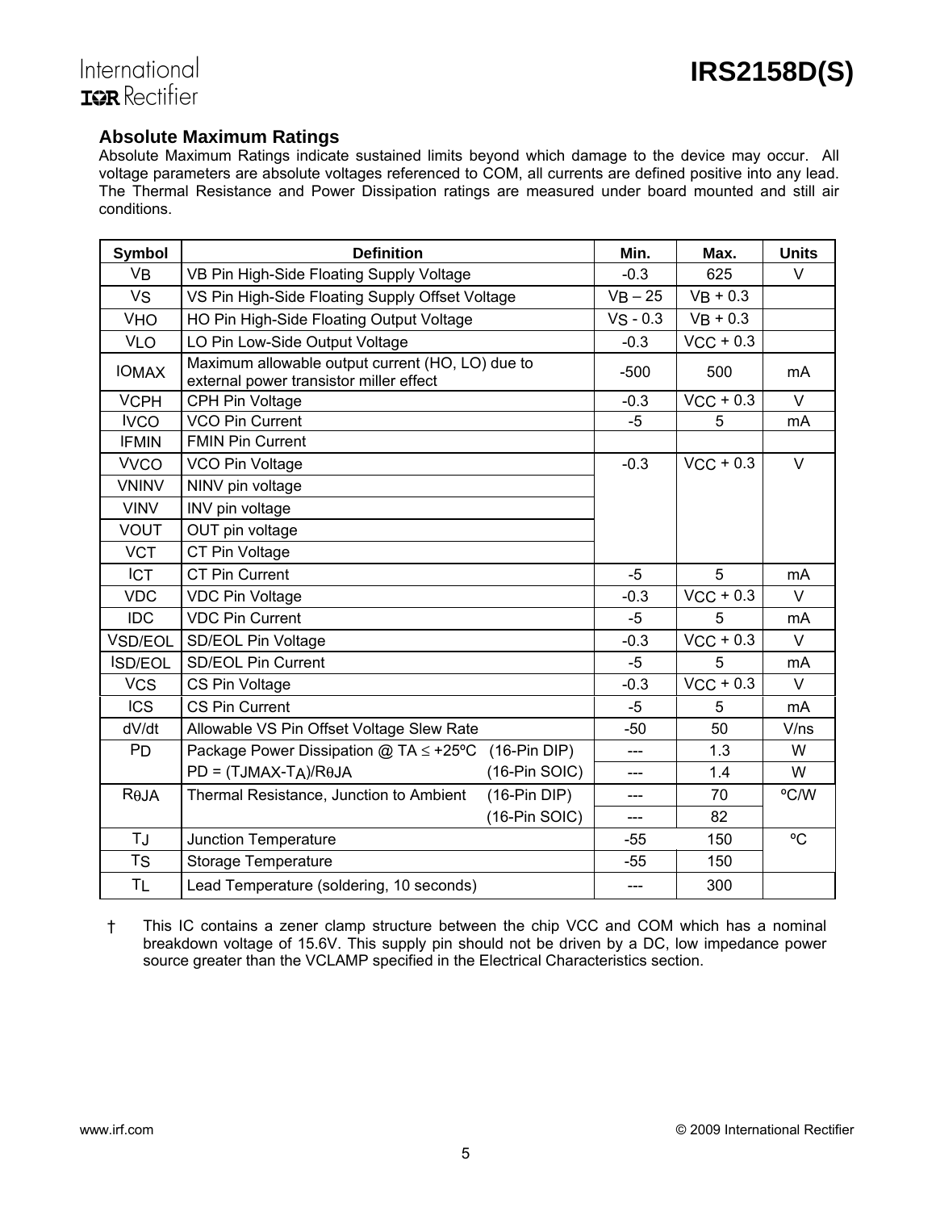## Absolute Maximum Ratings

Absolute Maximum Ratings indicate sustained limits beyond which damage to the device may occur. All voltage parameters are absolute voltages referenced to COM, all currents are defined positive into any lead. The Thermal Resistance and Power Dissipation ratings are measured under board mounted and still air conditions.

| Symbol | Definition | | Min. | Max. | Units |
|---|---|---|---|---|---|
| $V_B$ | VB Pin High-Side Floating Supply Voltage | | -0.3 | 625 | V |
| $V_S$ | VS Pin High-Side Floating Supply Offset Voltage | | $V_B$ – 25 | $V_B$ + 0.3 | |
| $V_{HO}$ | HO Pin High-Side Floating Output Voltage | | $V_S$ - 0.3 | $V_B$ + 0.3 | |
| $V_{LO}$ | LO Pin Low-Side Output Voltage | | -0.3 | $V_{CC}$ + 0.3 | |
| $IO_{MAX}$ | Maximum allowable output current (HO, LO) due to external power transistor miller effect | | -500 | 500 | mA |
| $V_{CPH}$ | CPH Pin Voltage | | -0.3 | $V_{CC}$ + 0.3 | V |
| $I_{VCO}$ | VCO Pin Current | | -5 | 5 | mA |
| $I_{FMIN}$ | FMIN Pin Current | | | | |
| $V_{VCO}$ | VCO Pin Voltage | | -0.3 | $V_{CC}$ + 0.3 | V |
| $V_{NINV}$ | NINV pin voltage | | | | |
| $V_{INV}$ | INV pin voltage | | | | |
| $V_{OUT}$ | OUT pin voltage | | | | |
| $V_{CT}$ | CT Pin Voltage | | | | |
| $I_{CT}$ | CT Pin Current | | -5 | 5 | mA |
| $V_{DC}$ | VDC Pin Voltage | | -0.3 | $V_{CC}$ + 0.3 | V |
| $I_{DC}$ | VDC Pin Current | | -5 | 5 | mA |
| $V_{SD/EOL}$ | SD/EOL Pin Voltage | | -0.3 | $V_{CC}$ + 0.3 | V |
| $I_{SD/EOL}$ | SD/EOL Pin Current | | -5 | 5 | mA |
| $V_{CS}$ | CS Pin Voltage | | -0.3 | $V_{CC}$ + 0.3 | V |
| $I_{CS}$ | CS Pin Current | | -5 | 5 | mA |
| dV/dt | Allowable VS Pin Offset Voltage Slew Rate | | -50 | 50 | V/ns |
| $P_D$ | Package Power Dissipation @ $T_A \le$ +25ºC | (16-Pin DIP) | --- | 1.3 | W |
| | $P_D = (T_{JMAX}-T_A)/R_{\theta JA}$ | (16-Pin SOIC) | --- | 1.4 | W |
| $R_{\theta JA}$ | Thermal Resistance, Junction to Ambient | (16-Pin DIP) | --- | 70 | ºC/W |
| | | (16-Pin SOIC) | --- | 82 | |
| $T_J$ | Junction Temperature | | -55 | 150 | ºC |
| $T_S$ | Storage Temperature | | -55 | 150 | |
| $T_L$ | Lead Temperature (soldering, 10 seconds) | | --- | 300 | |

† This IC contains a zener clamp structure between the chip VCC and COM which has a nominal breakdown voltage of 15.6V. This supply pin should not be driven by a DC, low impedance power source greater than the VCLAMP specified in the Electrical Characteristics section.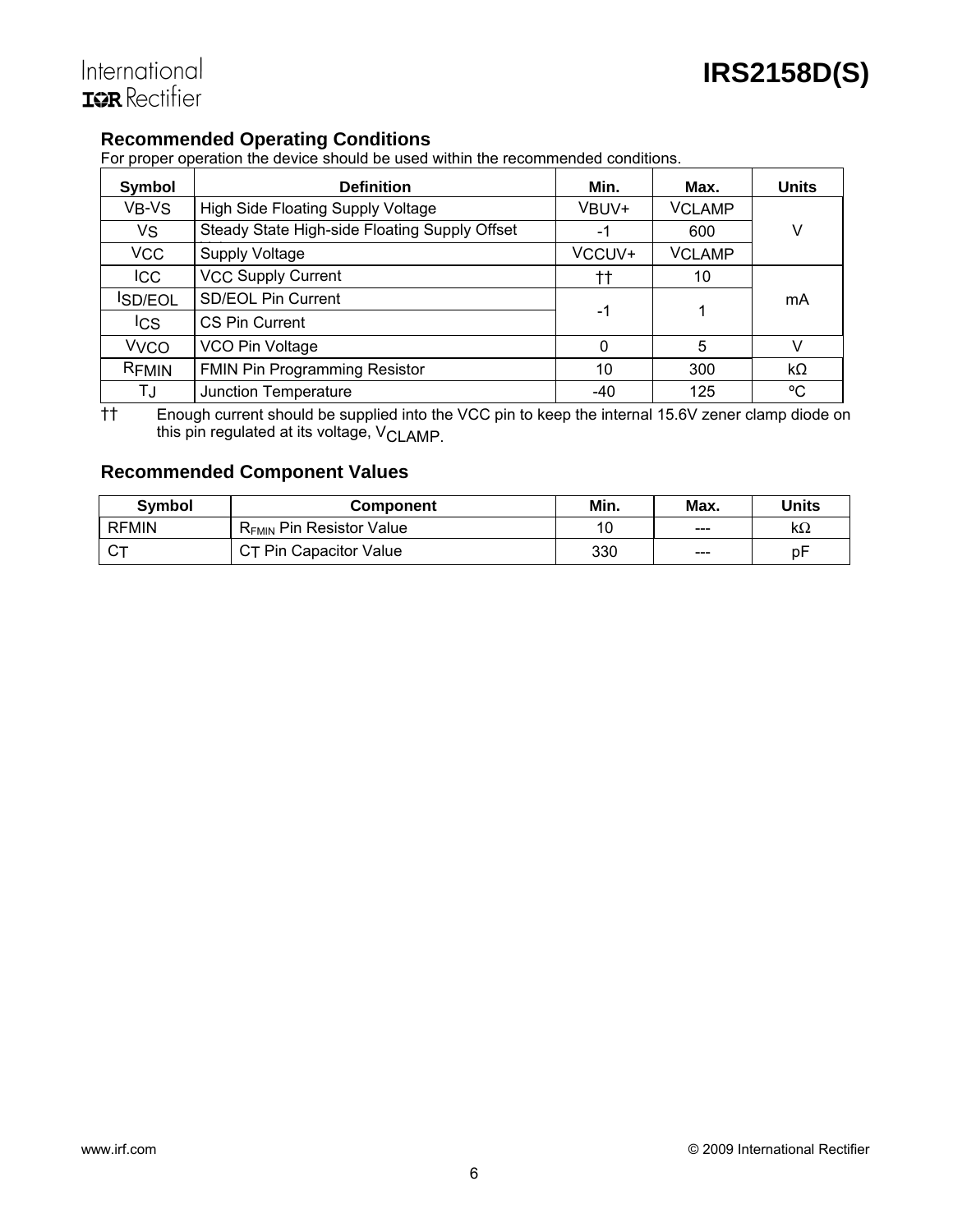## Recommended Operating Conditions

For proper operation the device should be used within the recommended conditions.

| Symbol | Definition | Min. | Max. | Units |
|---|---|---|---|---|
| $V_B$-$V_S$ | High Side Floating Supply Voltage | $V_{BUV+}$ | $V_{CLAMP}$ | V |
| $V_S$ | Steady State High-side Floating Supply Offset | -1 | 600 | V |
| $V_{CC}$ | Supply Voltage | $V_{CCUV+}$ | $V_{CLAMP}$ | V |
| $I_{CC}$ | $V_{CC}$ Supply Current | †† | 10 | mA |
| $I_{SD/EOL}$ | SD/EOL Pin Current | -1 | 1 | mA |
| $I_{CS}$ | CS Pin Current | -1 | 1 | mA |
| $V_{VCO}$ | VCO Pin Voltage | 0 | 5 | V |
| $R_{FMIN}$ | FMIN Pin Programming Resistor | 10 | 300 | kΩ |
| $T_J$ | Junction Temperature | -40 | 125 | ºC |

†† Enough current should be supplied into the VCC pin to keep the internal 15.6V zener clamp diode on this pin regulated at its voltage, $V_{CLAMP}$.

## Recommended Component Values

| Symbol | Component | Min. | Max. | Units |
|---|---|---|---|---|
| RFMIN | $R_{FMIN}$ Pin Resistor Value | 10 | --- | kΩ |
| $C_T$ | $C_T$ Pin Capacitor Value | 330 | --- | pF |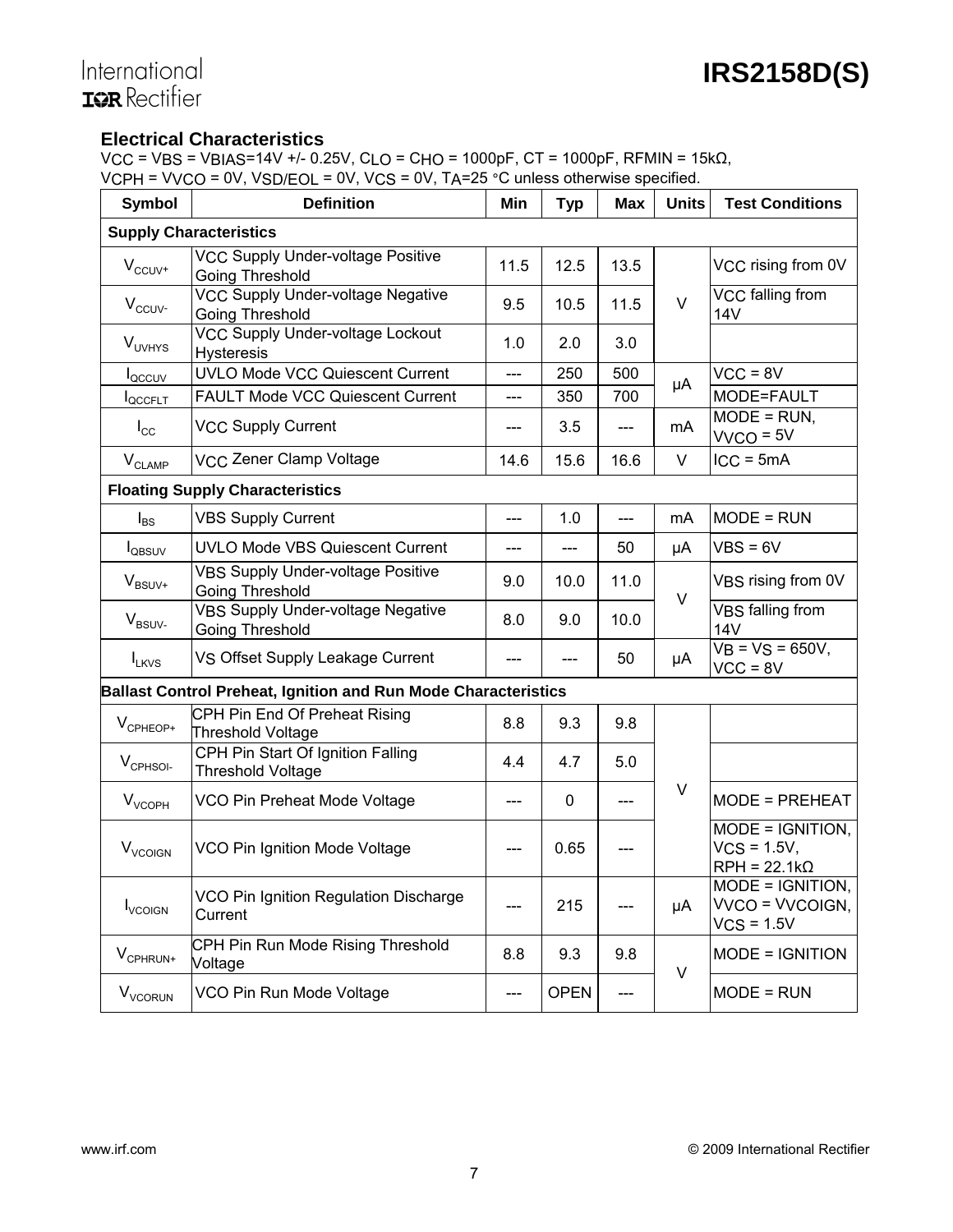## Electrical Characteristics

$V_{CC}$ = $V_{BS}$ = $V_{BIAS}$=14V +/- 0.25V, $C_{LO}$ = $C_{HO}$ = 1000pF, CT = 1000pF, RFMIN = 15kΩ, $V_{CPH}$ = $V_{VCO}$ = 0V, $V_{SD/EOL}$ = 0V, $V_{CS}$ = 0V, $T_A$=25 °C unless otherwise specified.

| Symbol | Definition | Min | Typ | Max | Units | Test Conditions |
|---|---|---|---|---|---|---|
| **Supply Characteristics** | | | | | | |
| $V_{CCUV+}$ | VCC Supply Under-voltage Positive Going Threshold | 11.5 | 12.5 | 13.5 | V | VCC rising from 0V |
| $V_{CCUV-}$ | VCC Supply Under-voltage Negative Going Threshold | 9.5 | 10.5 | 11.5 | V | VCC falling from 14V |
| $V_{UVHYS}$ | VCC Supply Under-voltage Lockout Hysteresis | 1.0 | 2.0 | 3.0 | V | |
| $I_{QCCUV}$ | UVLO Mode VCC Quiescent Current | --- | 250 | 500 | µA | VCC = 8V |
| $I_{QCCFLT}$ | FAULT Mode VCC Quiescent Current | --- | 350 | 700 | µA | MODE=FAULT |
| $I_{CC}$ | VCC Supply Current | --- | 3.5 | --- | mA | MODE = RUN, $V_{VCO}$ = 5V |
| $V_{CLAMP}$ | VCC Zener Clamp Voltage | 14.6 | 15.6 | 16.6 | V | $I_{CC}$ = 5mA |
| **Floating Supply Characteristics** | | | | | | |
| $I_{BS}$ | VBS Supply Current | --- | 1.0 | --- | mA | MODE = RUN |
| $I_{QBSUV}$ | UVLO Mode VBS Quiescent Current | --- | --- | 50 | µA | VBS = 6V |
| $V_{BSUV+}$ | VBS Supply Under-voltage Positive Going Threshold | 9.0 | 10.0 | 11.0 | V | VBS rising from 0V |
| $V_{BSUV-}$ | VBS Supply Under-voltage Negative Going Threshold | 8.0 | 9.0 | 10.0 | V | VBS falling from 14V |
| $I_{LKVS}$ | VS Offset Supply Leakage Current | --- | --- | 50 | µA | $V_B$ = $V_S$ = 650V, VCC = 8V |
| **Ballast Control Preheat, Ignition and Run Mode Characteristics** | | | | | | |
| $V_{CPHEOP+}$ | CPH Pin End Of Preheat Rising Threshold Voltage | 8.8 | 9.3 | 9.8 | V | |
| $V_{CPHSOI-}$ | CPH Pin Start Of Ignition Falling Threshold Voltage | 4.4 | 4.7 | 5.0 | V | |
| $V_{VCOPH}$ | VCO Pin Preheat Mode Voltage | --- | 0 | --- | V | MODE = PREHEAT |
| $V_{VCOIGN}$ | VCO Pin Ignition Mode Voltage | --- | 0.65 | --- | V | MODE = IGNITION, $V_{CS}$ = 1.5V, RPH = 22.1kΩ |
| $I_{VCOIGN}$ | VCO Pin Ignition Regulation Discharge Current | --- | 215 | --- | µA | MODE = IGNITION, VVCO = VVCOIGN, $V_{CS}$ = 1.5V |
| $V_{CPHRUN+}$ | CPH Pin Run Mode Rising Threshold Voltage | 8.8 | 9.3 | 9.8 | V | MODE = IGNITION |
| $V_{VCORUN}$ | VCO Pin Run Mode Voltage | --- | OPEN | --- | V | MODE = RUN |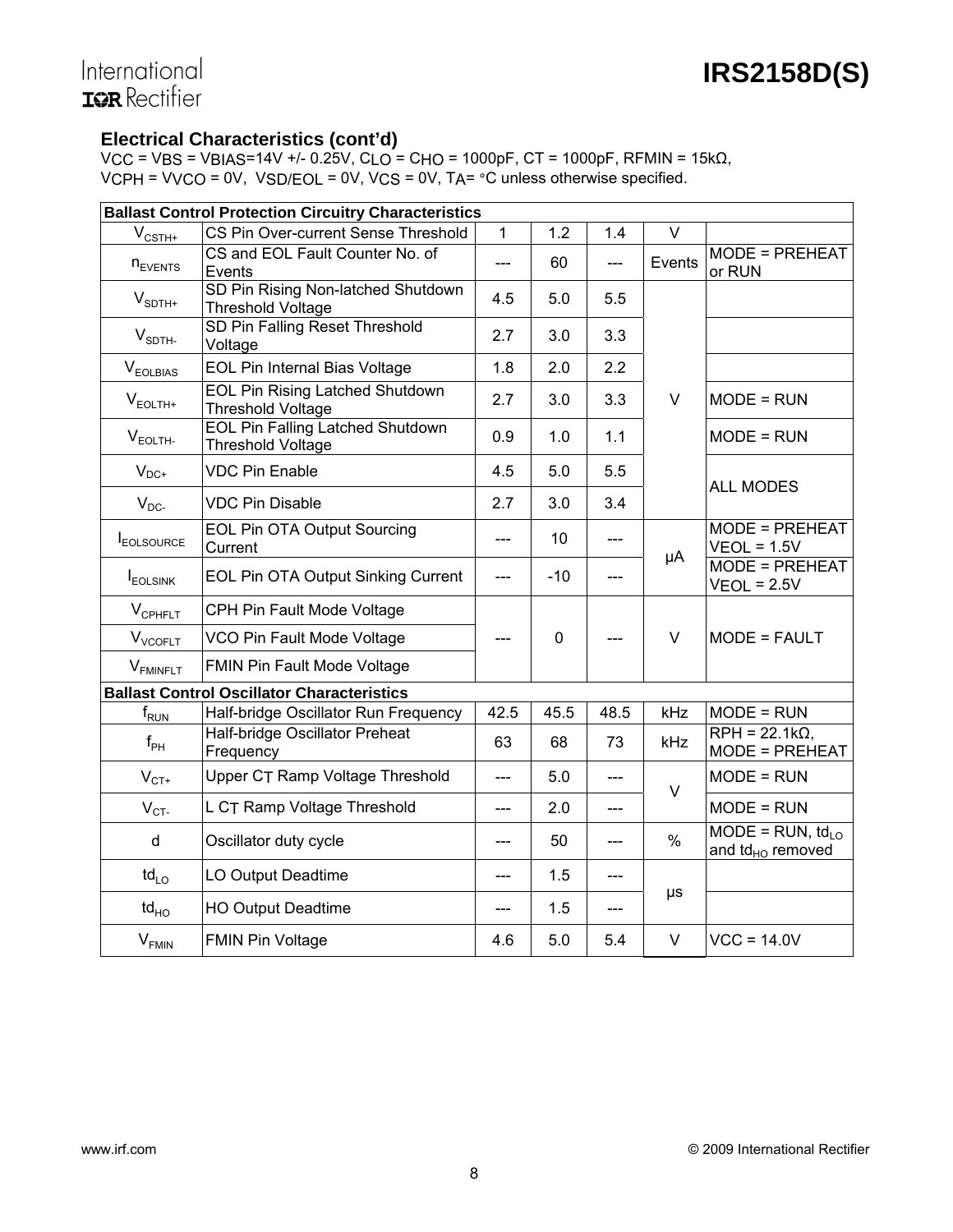## Electrical Characteristics (cont'd)

$V_{CC}$ = $V_{BS}$ = $V_{BIAS}$=14V +/- 0.25V, $C_{LO}$ = $C_{HO}$ = 1000pF, CT = 1000pF, RFMIN = 15kΩ, $V_{CPH}$ = $V_{VCO}$ = 0V, $V_{SD/EOL}$ = 0V, $V_{CS}$ = 0V, $T_A$= °C unless otherwise specified.

| Symbol | Definition | Min | Typ | Max | Units | Test Conditions |
|---|---|---|---|---|---|---|
| **Ballast Control Protection Circuitry Characteristics** | | | | | | |
| $V_{CSTH+}$ | CS Pin Over-current Sense Threshold | 1 | 1.2 | 1.4 | V | |
| $n_{EVENTS}$ | CS and EOL Fault Counter No. of Events | --- | 60 | --- | Events | MODE = PREHEAT or RUN |
| $V_{SDTH+}$ | SD Pin Rising Non-latched Shutdown Threshold Voltage | 4.5 | 5.0 | 5.5 | V | |
| $V_{SDTH-}$ | SD Pin Falling Reset Threshold Voltage | 2.7 | 3.0 | 3.3 | V | |
| $V_{EOLBIAS}$ | EOL Pin Internal Bias Voltage | 1.8 | 2.0 | 2.2 | V | |
| $V_{EOLTH+}$ | EOL Pin Rising Latched Shutdown Threshold Voltage | 2.7 | 3.0 | 3.3 | V | MODE = RUN |
| $V_{EOLTH-}$ | EOL Pin Falling Latched Shutdown Threshold Voltage | 0.9 | 1.0 | 1.1 | V | MODE = RUN |
| $V_{DC+}$ | VDC Pin Enable | 4.5 | 5.0 | 5.5 | V | ALL MODES |
| $V_{DC-}$ | VDC Pin Disable | 2.7 | 3.0 | 3.4 | V | ALL MODES |
| $I_{EOLSOURCE}$ | EOL Pin OTA Output Sourcing Current | --- | 10 | --- | µA | MODE = PREHEAT $V_{EOL}$ = 1.5V |
| $I_{EOLSINK}$ | EOL Pin OTA Output Sinking Current | --- | -10 | --- | µA | MODE = PREHEAT $V_{EOL}$ = 2.5V |
| $V_{CPHFLT}$ | CPH Pin Fault Mode Voltage | --- | 0 | --- | V | MODE = FAULT |
| $V_{VCOFLT}$ | VCO Pin Fault Mode Voltage | --- | 0 | --- | V | MODE = FAULT |
| $V_{FMINFLT}$ | FMIN Pin Fault Mode Voltage | --- | 0 | --- | V | MODE = FAULT |
| **Ballast Control Oscillator Characteristics** | | | | | | |
| $f_{RUN}$ | Half-bridge Oscillator Run Frequency | 42.5 | 45.5 | 48.5 | kHz | MODE = RUN |
| $f_{PH}$ | Half-bridge Oscillator Preheat Frequency | 63 | 68 | 73 | kHz | RPH = 22.1kΩ, MODE = PREHEAT |
| $V_{CT+}$ | Upper $C_T$ Ramp Voltage Threshold | --- | 5.0 | --- | V | MODE = RUN |
| $V_{CT-}$ | L $C_T$ Ramp Voltage Threshold | --- | 2.0 | --- | V | MODE = RUN |
| d | Oscillator duty cycle | --- | 50 | --- | % | MODE = RUN, $td_{LO}$ and $td_{HO}$ removed |
| $td_{LO}$ | LO Output Deadtime | --- | 1.5 | --- | µs | |
| $td_{HO}$ | HO Output Deadtime | --- | 1.5 | --- | µs | |
| $V_{FMIN}$ | FMIN Pin Voltage | 4.6 | 5.0 | 5.4 | V | VCC = 14.0V |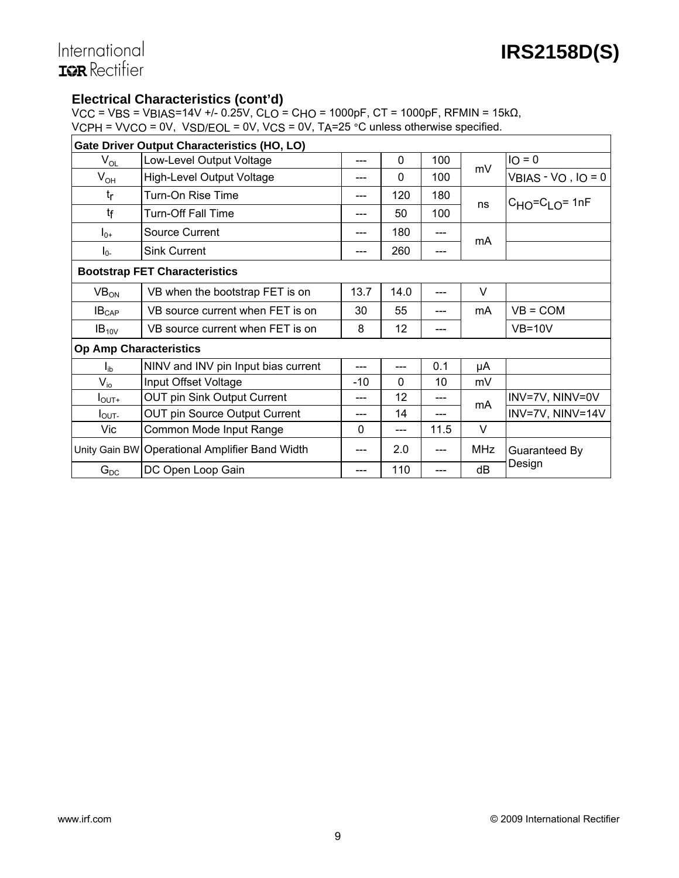## Electrical Characteristics (cont'd)

$V_{CC}$ = $V_{BS}$ = $V_{BIAS}$=14V +/- 0.25V, $C_{LO}$ = $C_{HO}$ = 1000pF, CT = 1000pF, RFMIN = 15kΩ, $V_{CPH}$ = $V_{VCO}$ = 0V, $V_{SD/EOL}$ = 0V, $V_{CS}$ = 0V, $T_A$=25 °C unless otherwise specified.

| Symbol | Definition | Min | Typ | Max | Units | Conditions |
|---|---|---|---|---|---|---|
| **Gate Driver Output Characteristics (HO, LO)** | | | | | | |
| $V_{OL}$ | Low-Level Output Voltage | --- | 0 | 100 | mV | $I_O$ = 0 |
| $V_{OH}$ | High-Level Output Voltage | --- | 0 | 100 | mV | $V_{BIAS}$ - $V_O$ , $I_O$ = 0 |
| $t_r$ | Turn-On Rise Time | --- | 120 | 180 | ns | $C_{HO}$=$C_{LO}$= 1nF |
| $t_f$ | Turn-Off Fall Time | --- | 50 | 100 | ns | $C_{HO}$=$C_{LO}$= 1nF |
| $I_{0+}$ | Source Current | --- | 180 | --- | mA | |
| $I_{0-}$ | Sink Current | --- | 260 | --- | mA | |
| **Bootstrap FET Characteristics** | | | | | | |
| $VB_{ON}$ | VB when the bootstrap FET is on | 13.7 | 14.0 | --- | V | |
| $IB_{CAP}$ | VB source current when FET is on | 30 | 55 | --- | mA | VB = COM |
| $IB_{10V}$ | VB source current when FET is on | 8 | 12 | --- | mA | VB=10V |
| **Op Amp Characteristics** | | | | | | |
| $I_{ib}$ | NINV and INV pin Input bias current | --- | --- | 0.1 | µA | |
| $V_{io}$ | Input Offset Voltage | -10 | 0 | 10 | mV | |
| $I_{OUT+}$ | OUT pin Sink Output Current | --- | 12 | --- | mA | INV=7V, NINV=0V |
| $I_{OUT-}$ | OUT pin Source Output Current | --- | 14 | --- | mA | INV=7V, NINV=14V |
| Vic | Common Mode Input Range | 0 | --- | 11.5 | V | |
| Unity Gain BW | Operational Amplifier Band Width | --- | 2.0 | --- | MHz | Guaranteed By Design |
| $G_{DC}$ | DC Open Loop Gain | --- | 110 | --- | dB | Guaranteed By Design |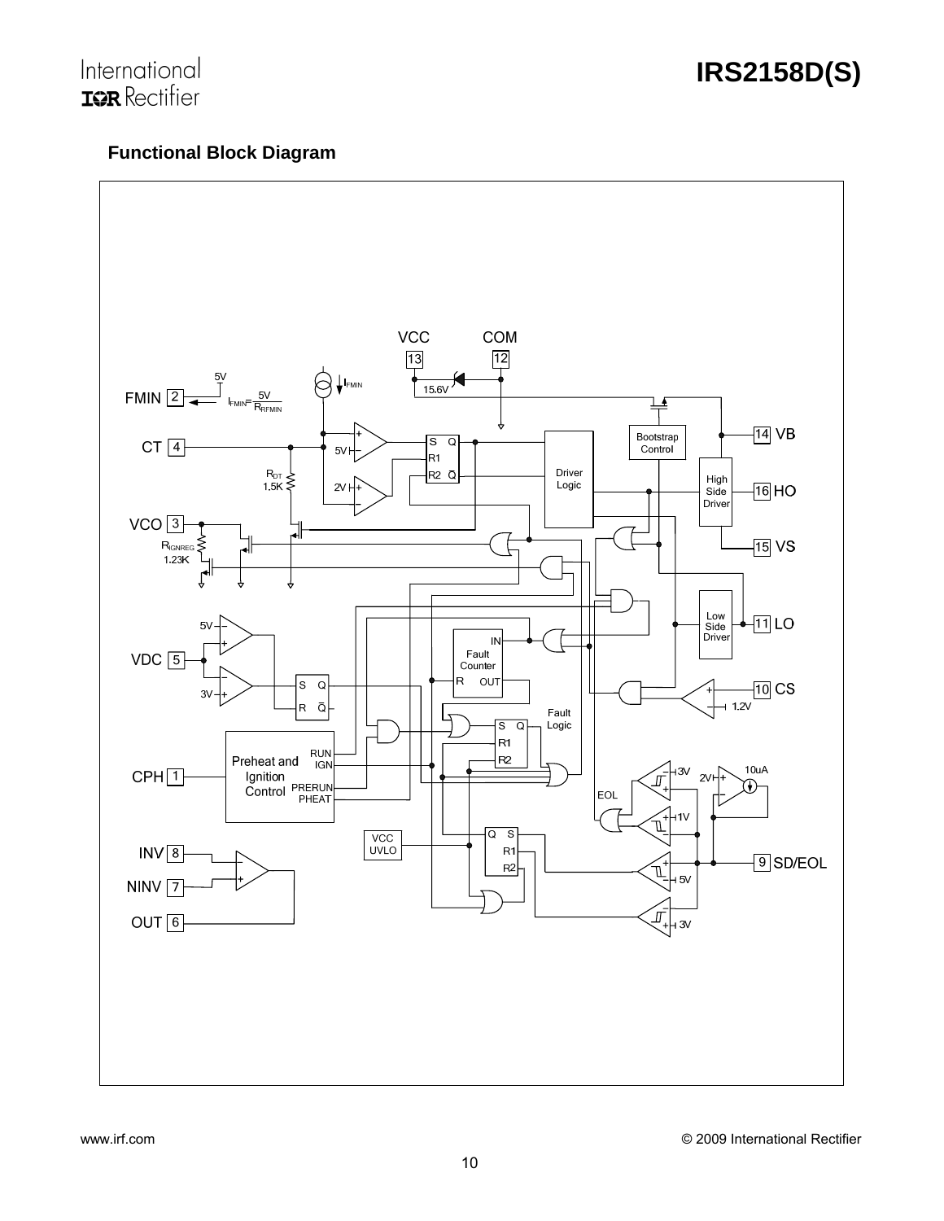## Functional Block Diagram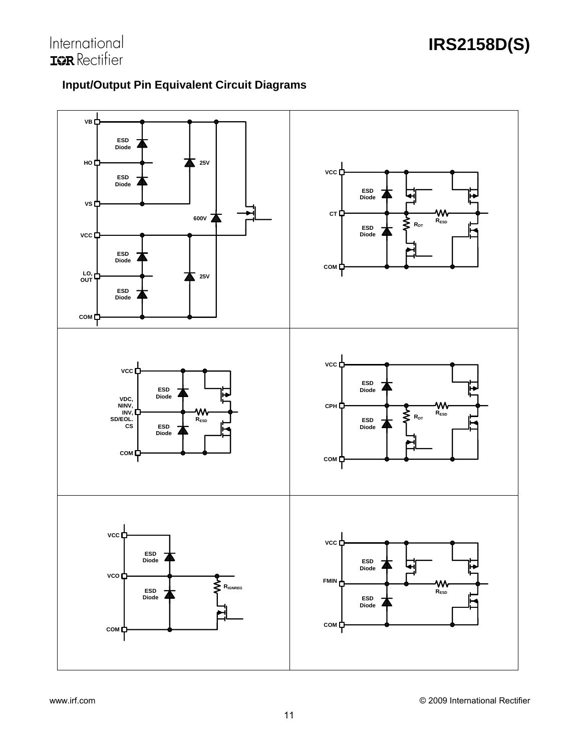## Input/Output Pin Equivalent Circuit Diagrams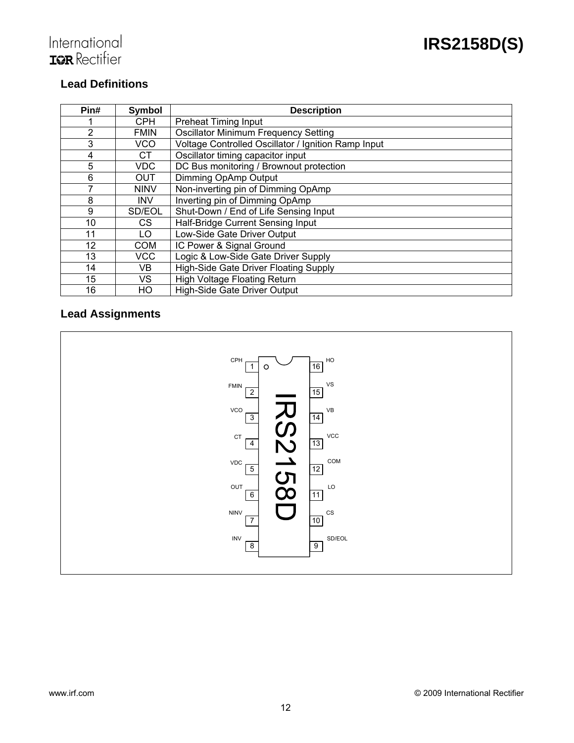## Lead Definitions

| Pin# | Symbol | Description |
|---|---|---|
| 1 | CPH | Preheat Timing Input |
| 2 | FMIN | Oscillator Minimum Frequency Setting |
| 3 | VCO | Voltage Controlled Oscillator / Ignition Ramp Input |
| 4 | CT | Oscillator timing capacitor input |
| 5 | VDC | DC Bus monitoring / Brownout protection |
| 6 | OUT | Dimming OpAmp Output |
| 7 | NINV | Non-inverting pin of Dimming OpAmp |
| 8 | INV | Inverting pin of Dimming OpAmp |
| 9 | SD/EOL | Shut-Down / End of Life Sensing Input |
| 10 | CS | Half-Bridge Current Sensing Input |
| 11 | LO | Low-Side Gate Driver Output |
| 12 | COM | IC Power & Signal Ground |
| 13 | VCC | Logic & Low-Side Gate Driver Supply |
| 14 | VB | High-Side Gate Driver Floating Supply |
| 15 | VS | High Voltage Floating Return |
| 16 | HO | High-Side Gate Driver Output |

## Lead Assignments

IRS2158D

| Left Pin | Symbol | Right Pin | Symbol |
|---|---|---|---|
| 1 | CPH | 16 | HO |
| 2 | FMIN | 15 | VS |
| 3 | VCO | 14 | VB |
| 4 | CT | 13 | VCC |
| 5 | VDC | 12 | COM |
| 6 | OUT | 11 | LO |
| 7 | NINV | 10 | CS |
| 8 | INV | 9 | SD/EOL |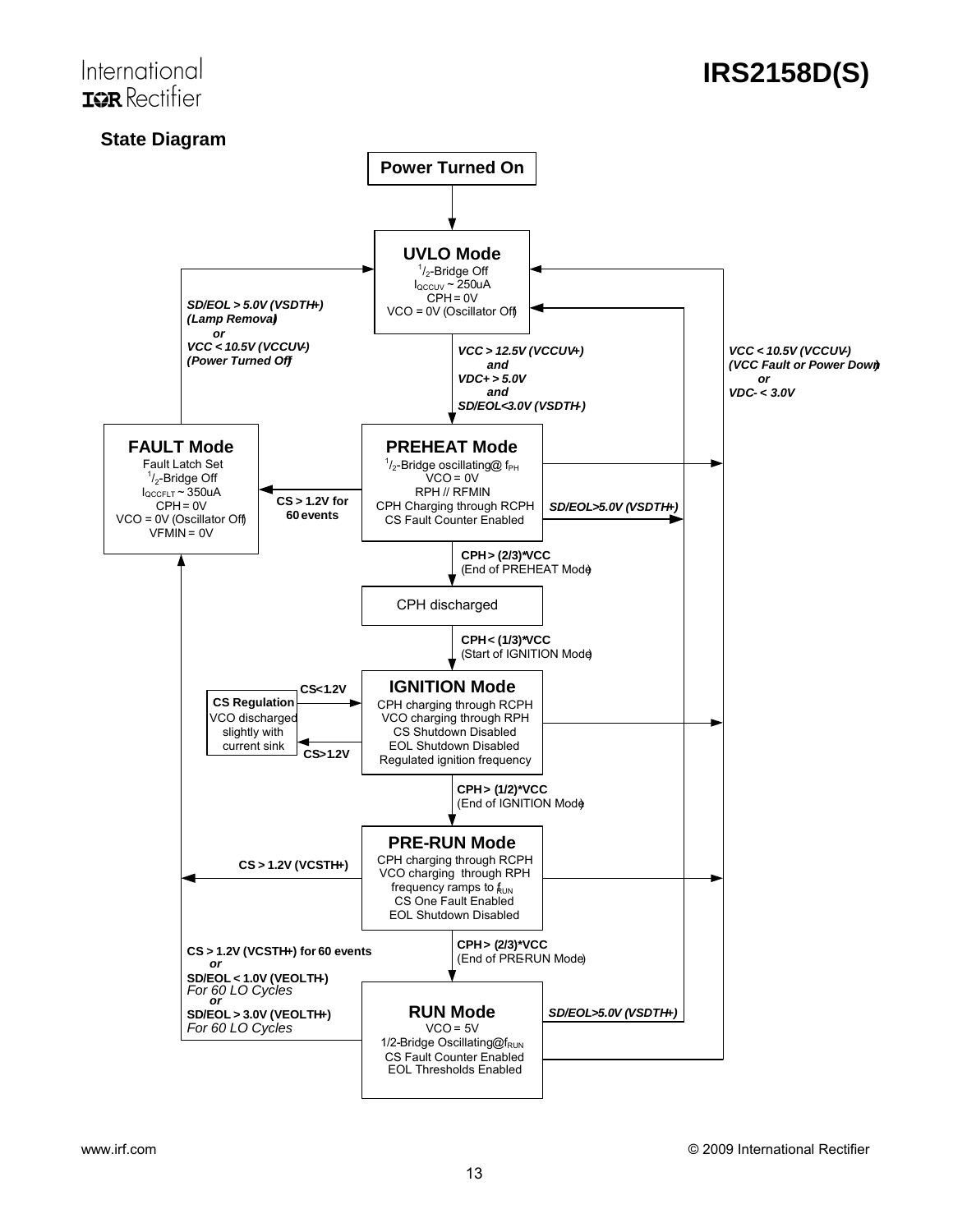## State Diagram

**Power Turned On**

↓

**UVLO Mode**
- $^1/_2$-Bridge Off
- $I_{QCCUV}$ ~ 250uA
- CPH = 0V
- VCO = 0V (Oscillator Off)

***VCC > 12.5V (VCCUV+) and VDC+ > 5.0V and SD/EOL<3.0V (VSDTH-)*** → PREHEAT Mode

**PREHEAT Mode**
- $^1/_2$-Bridge oscillating @ $f_{PH}$
- VCO = 0V
- RPH // RFMIN
- CPH Charging through RCPH
- CS Fault Counter Enabled

PREHEAT Mode → **CS > 1.2V for 60 events** → FAULT Mode

PREHEAT Mode → ***SD/EOL>5.0V (VSDTH+)*** → UVLO Mode

**CPH > (2/3)\*VCC** (End of PREHEAT Mode) →

CPH discharged

**CPH < (1/3)\*VCC** (Start of IGNITION Mode) →

**IGNITION Mode**
- CPH charging through RCPH
- VCO charging through RPH
- CS Shutdown Disabled
- EOL Shutdown Disabled
- Regulated ignition frequency

IGNITION Mode → **CS>1.2V** → **CS Regulation** (VCO discharged slightly with current sink) → **CS<1.2V** → IGNITION Mode

**CPH > (1/2)\*VCC** (End of IGNITION Mode) →

**PRE-RUN Mode**
- CPH charging through RCPH
- VCO charging through RPH
- frequency ramps to $f_{RUN}$
- CS One Fault Enabled
- EOL Shutdown Disabled

PRE-RUN Mode → **CS > 1.2V (VCSTH+)** → FAULT Mode

**CPH > (2/3)\*VCC** (End of PRE-RUN Mode) →

**RUN Mode**
- VCO = 5V
- 1/2-Bridge Oscillating @ $f_{RUN}$
- CS Fault Counter Enabled
- EOL Thresholds Enabled

RUN Mode → **CS > 1.2V (VCSTH+) for 60 events** *or* **SD/EOL < 1.0V (VEOLTH-)** *For 60 LO Cycles* *or* **SD/EOL > 3.0V (VEOLTH+)** *For 60 LO Cycles* → FAULT Mode

RUN Mode → ***SD/EOL>5.0V (VSDTH+)*** → UVLO Mode

PREHEAT, IGNITION, PRE-RUN, RUN Modes → ***VCC < 10.5V (VCCUV-) (VCC Fault or Power Down) or VDC- < 3.0V*** → UVLO Mode

**FAULT Mode**
- Fault Latch Set
- $^1/_2$-Bridge Off
- $I_{QCCFLT}$ ~ 350uA
- CPH = 0V
- VCO = 0V (Oscillator Off)
- VFMIN = 0V

FAULT Mode → ***SD/EOL > 5.0V (VSDTH+) (Lamp Removal) or VCC < 10.5V (VCCUV-) (Power Turned Off)*** → UVLO Mode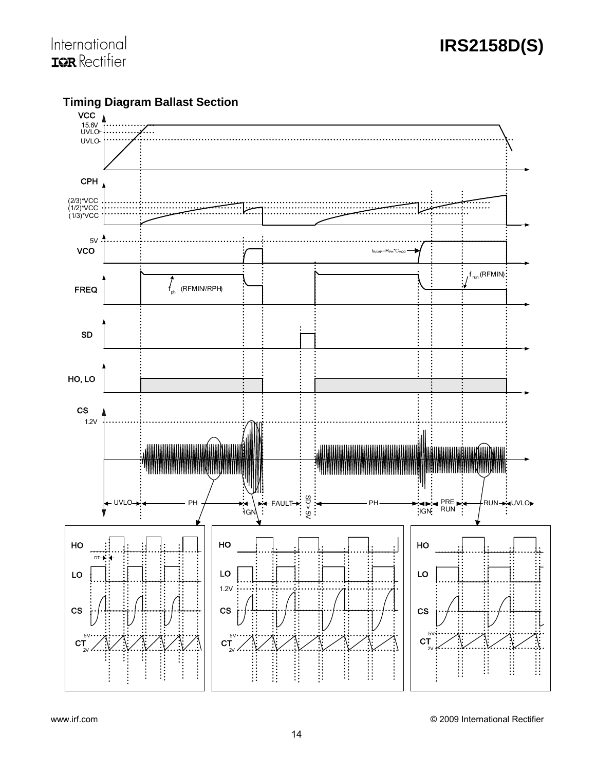## Timing Diagram Ballast Section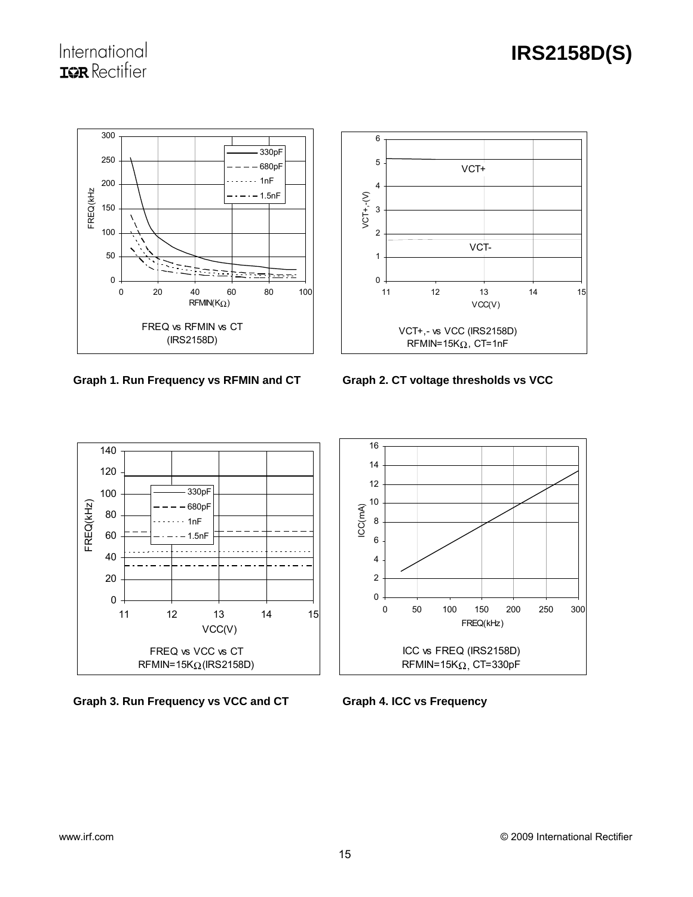Graph 1. Run Frequency vs RFMIN and CT

Graph 2. CT voltage thresholds vs VCC

Graph 3. Run Frequency vs VCC and CT

Graph 4. ICC vs Frequency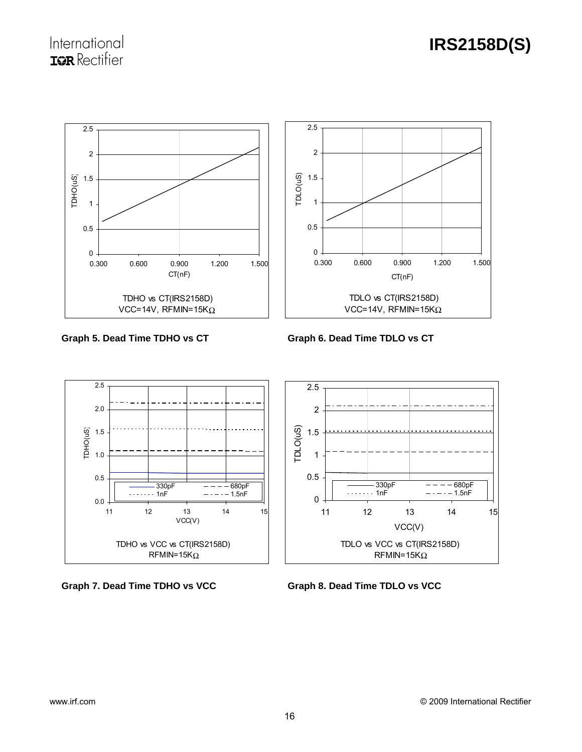TDHO vs CT(IRS2158D)
VCC=14V, RFMIN=15KΩ

**Graph 5. Dead Time TDHO vs CT**

TDLO vs CT(IRS2158D)
VCC=14V, RFMIN=15KΩ

**Graph 6. Dead Time TDLO vs CT**

TDHO vs VCC vs CT(IRS2158D)
RFMIN=15KΩ

**Graph 7. Dead Time TDHO vs VCC**

TDLO vs VCC vs CT(IRS2158D)
RFMIN=15KΩ

**Graph 8. Dead Time TDLO vs VCC**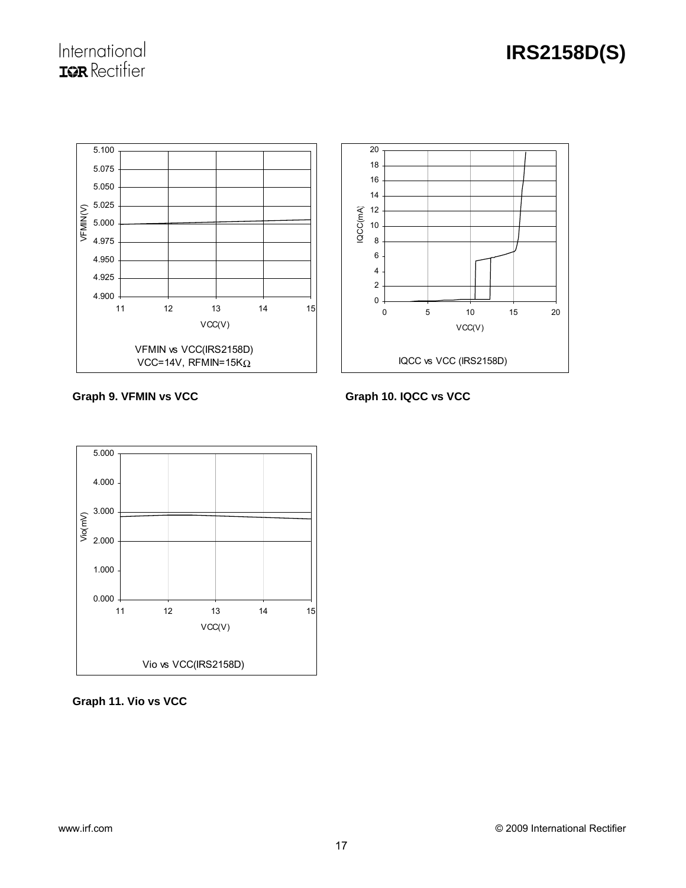Graph 9. VFMIN vs VCC

Graph 10. IQCC vs VCC

Graph 11. Vio vs VCC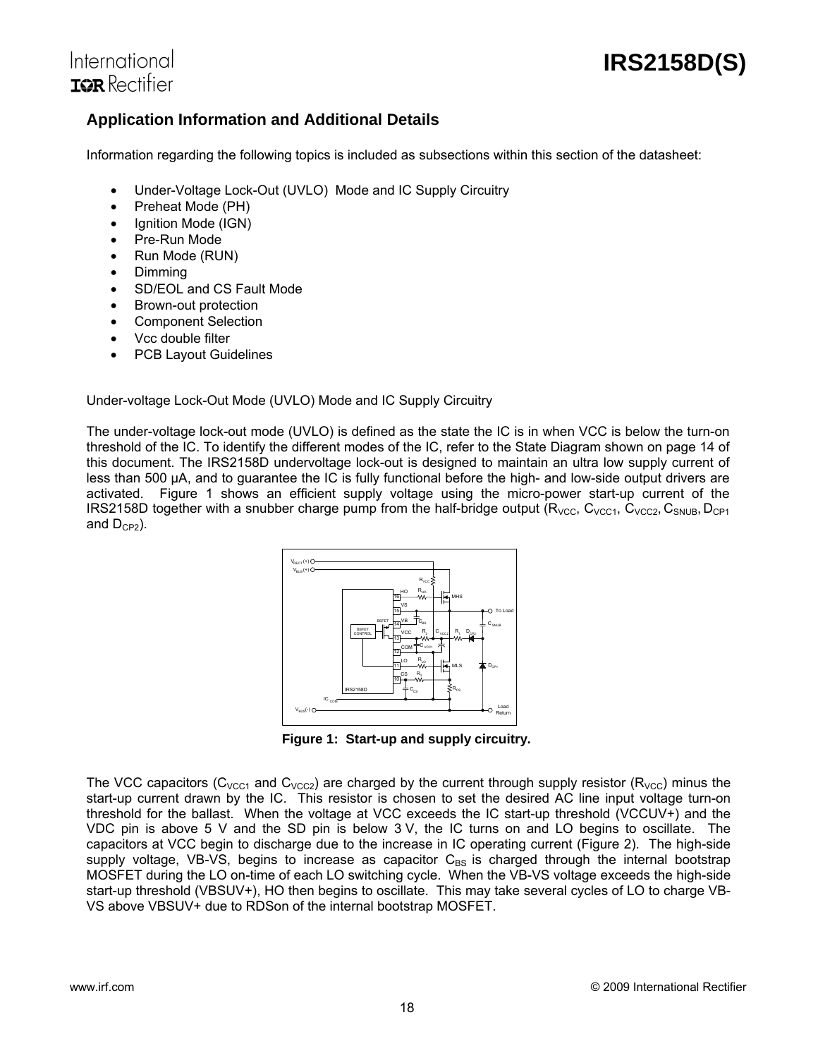## Application Information and Additional Details

Information regarding the following topics is included as subsections within this section of the datasheet:

- Under-Voltage Lock-Out (UVLO) Mode and IC Supply Circuitry
- Preheat Mode (PH)
- Ignition Mode (IGN)
- Pre-Run Mode
- Run Mode (RUN)
- Dimming
- SD/EOL and CS Fault Mode
- Brown-out protection
- Component Selection
- Vcc double filter
- PCB Layout Guidelines

Under-voltage Lock-Out Mode (UVLO) Mode and IC Supply Circuitry

The under-voltage lock-out mode (UVLO) is defined as the state the IC is in when VCC is below the turn-on threshold of the IC. To identify the different modes of the IC, refer to the State Diagram shown on page 14 of this document. The IRS2158D undervoltage lock-out is designed to maintain an ultra low supply current of less than 500 µA, and to guarantee the IC is fully functional before the high- and low-side output drivers are activated. Figure 1 shows an efficient supply voltage using the micro-power start-up current of the IRS2158D together with a snubber charge pump from the half-bridge output ($R_{VCC}$, $C_{VCC1}$, $C_{VCC2}$, $C_{SNUB}$, $D_{CP1}$ and $D_{CP2}$).

**Figure 1: Start-up and supply circuitry.**

The VCC capacitors ($C_{VCC1}$ and $C_{VCC2}$) are charged by the current through supply resistor ($R_{VCC}$) minus the start-up current drawn by the IC. This resistor is chosen to set the desired AC line input voltage turn-on threshold for the ballast. When the voltage at VCC exceeds the IC start-up threshold (VCCUV+) and the VDC pin is above 5 V and the SD pin is below 3 V, the IC turns on and LO begins to oscillate. The capacitors at VCC begin to discharge due to the increase in IC operating current (Figure 2). The high-side supply voltage, VB-VS, begins to increase as capacitor $C_{BS}$ is charged through the internal bootstrap MOSFET during the LO on-time of each LO switching cycle. When the VB-VS voltage exceeds the high-side start-up threshold (VBSUV+), HO then begins to oscillate. This may take several cycles of LO to charge VB-VS above VBSUV+ due to RDSon of the internal bootstrap MOSFET.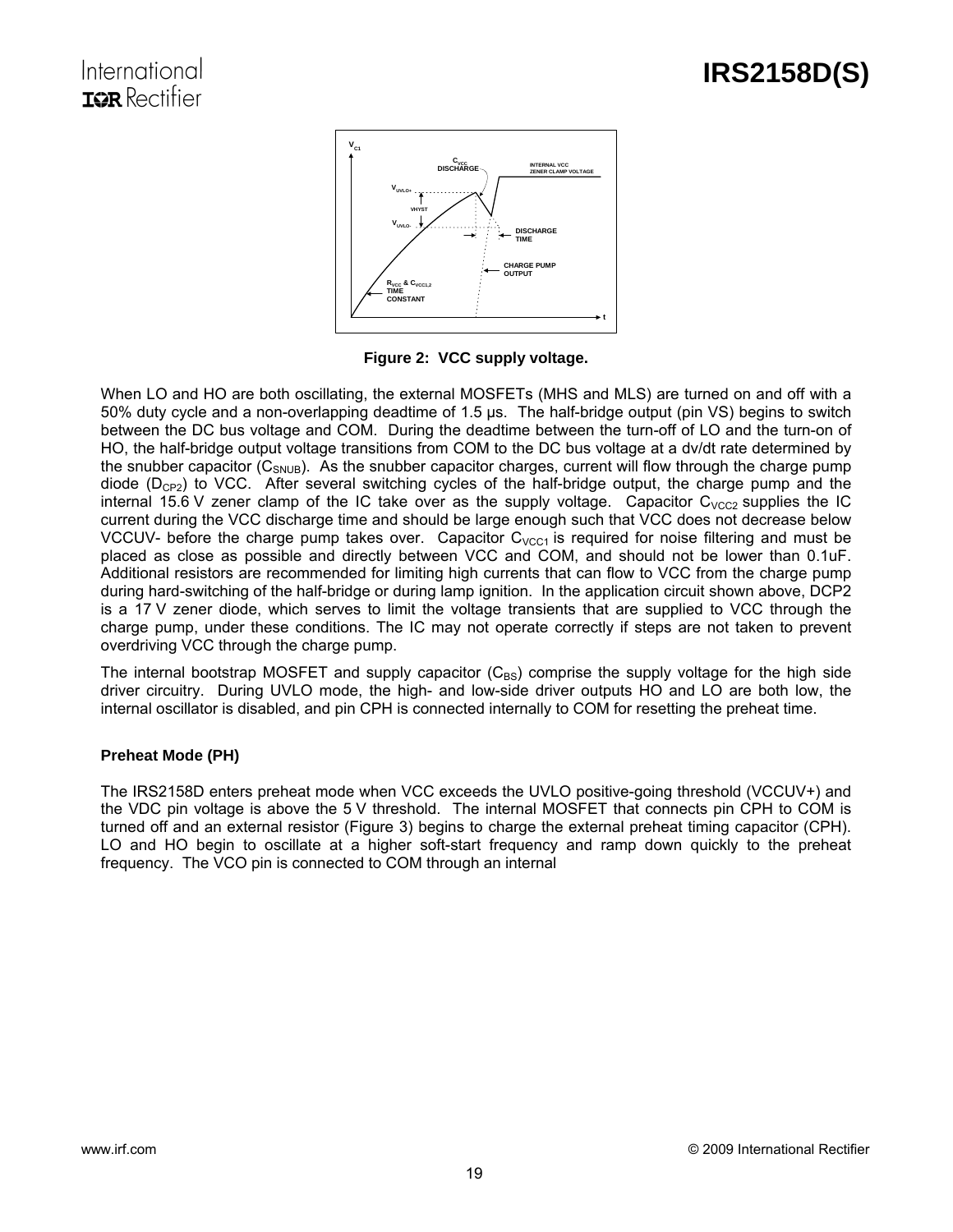Figure 2: VCC supply voltage.

When LO and HO are both oscillating, the external MOSFETs (MHS and MLS) are turned on and off with a 50% duty cycle and a non-overlapping deadtime of 1.5 μs. The half-bridge output (pin VS) begins to switch between the DC bus voltage and COM. During the deadtime between the turn-off of LO and the turn-on of HO, the half-bridge output voltage transitions from COM to the DC bus voltage at a dv/dt rate determined by the snubber capacitor ($C_{SNUB}$). As the snubber capacitor charges, current will flow through the charge pump diode ($D_{CP2}$) to VCC. After several switching cycles of the half-bridge output, the charge pump and the internal 15.6 V zener clamp of the IC take over as the supply voltage. Capacitor $C_{VCC2}$ supplies the IC current during the VCC discharge time and should be large enough such that VCC does not decrease below VCCUV- before the charge pump takes over. Capacitor $C_{VCC1}$ is required for noise filtering and must be placed as close as possible and directly between VCC and COM, and should not be lower than 0.1uF. Additional resistors are recommended for limiting high currents that can flow to VCC from the charge pump during hard-switching of the half-bridge or during lamp ignition. In the application circuit shown above, DCP2 is a 17 V zener diode, which serves to limit the voltage transients that are supplied to VCC through the charge pump, under these conditions. The IC may not operate correctly if steps are not taken to prevent overdriving VCC through the charge pump.

The internal bootstrap MOSFET and supply capacitor ($C_{BS}$) comprise the supply voltage for the high side driver circuitry. During UVLO mode, the high- and low-side driver outputs HO and LO are both low, the internal oscillator is disabled, and pin CPH is connected internally to COM for resetting the preheat time.

### Preheat Mode (PH)

The IRS2158D enters preheat mode when VCC exceeds the UVLO positive-going threshold (VCCUV+) and the VDC pin voltage is above the 5 V threshold. The internal MOSFET that connects pin CPH to COM is turned off and an external resistor (Figure 3) begins to charge the external preheat timing capacitor (CPH). LO and HO begin to oscillate at a higher soft-start frequency and ramp down quickly to the preheat frequency. The VCO pin is connected to COM through an internal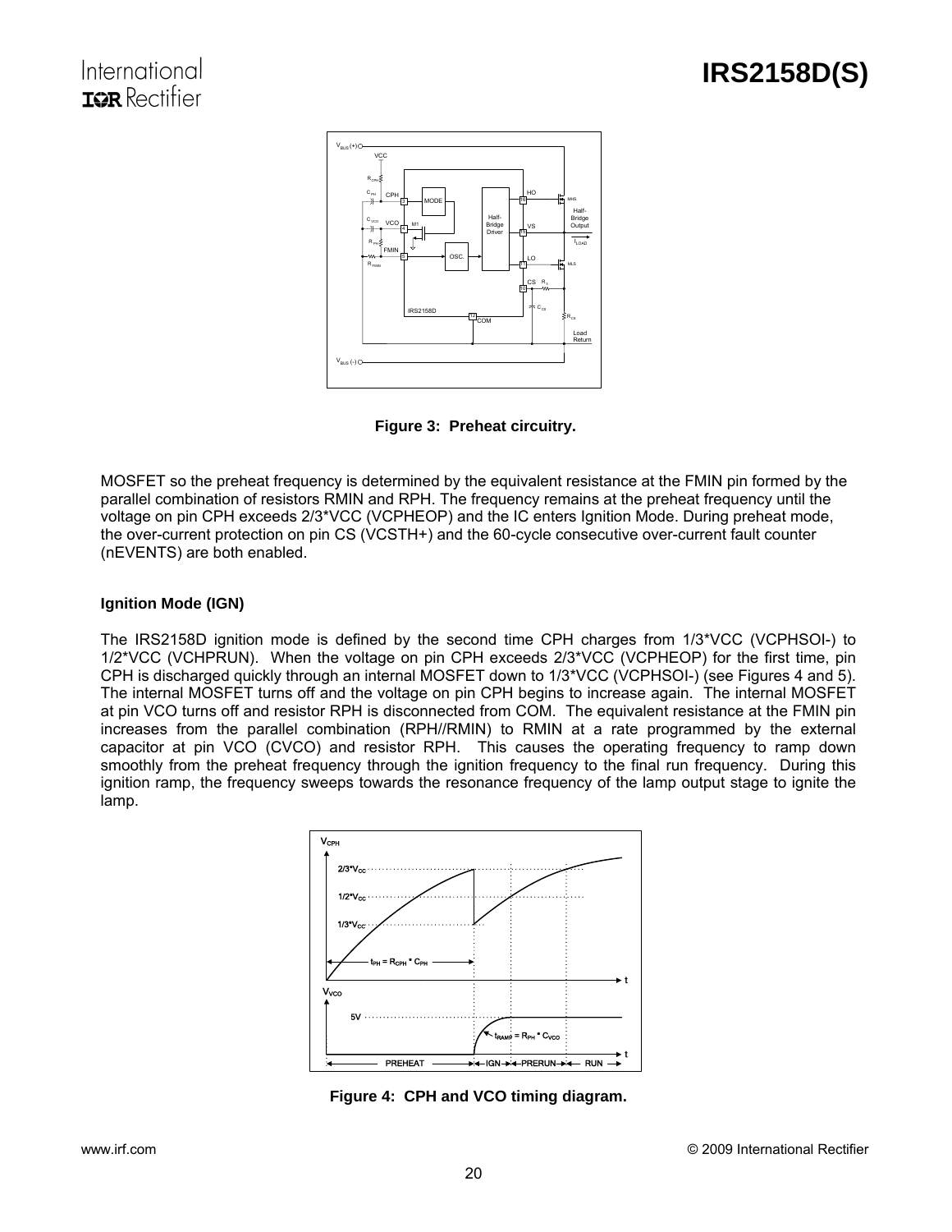Figure 3: Preheat circuitry.

MOSFET so the preheat frequency is determined by the equivalent resistance at the FMIN pin formed by the parallel combination of resistors RMIN and RPH. The frequency remains at the preheat frequency until the voltage on pin CPH exceeds 2/3*VCC (VCPHEOP) and the IC enters Ignition Mode. During preheat mode, the over-current protection on pin CS (VCSTH+) and the 60-cycle consecutive over-current fault counter (nEVENTS) are both enabled.

### Ignition Mode (IGN)

The IRS2158D ignition mode is defined by the second time CPH charges from 1/3*VCC (VCPHSOI-) to 1/2*VCC (VCHPRUN). When the voltage on pin CPH exceeds 2/3*VCC (VCPHEOP) for the first time, pin CPH is discharged quickly through an internal MOSFET down to 1/3*VCC (VCPHSOI-) (see Figures 4 and 5). The internal MOSFET turns off and the voltage on pin CPH begins to increase again. The internal MOSFET at pin VCO turns off and resistor RPH is disconnected from COM. The equivalent resistance at the FMIN pin increases from the parallel combination (RPH//RMIN) to RMIN at a rate programmed by the external capacitor at pin VCO (CVCO) and resistor RPH. This causes the operating frequency to ramp down smoothly from the preheat frequency through the ignition frequency to the final run frequency. During this ignition ramp, the frequency sweeps towards the resonance frequency of the lamp output stage to ignite the lamp.

Figure 4: CPH and VCO timing diagram.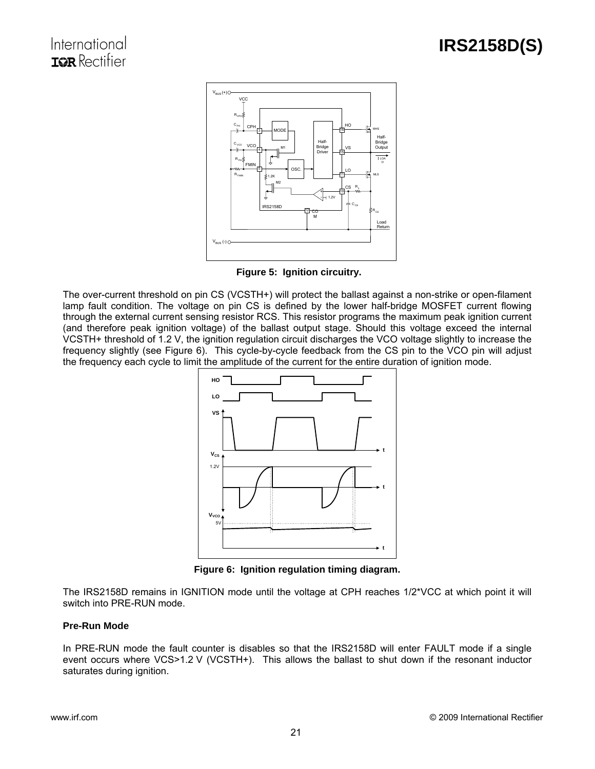Figure 5: Ignition circuitry.

The over-current threshold on pin CS (VCSTH+) will protect the ballast against a non-strike or open-filament lamp fault condition. The voltage on pin CS is defined by the lower half-bridge MOSFET current flowing through the external current sensing resistor RCS. This resistor programs the maximum peak ignition current (and therefore peak ignition voltage) of the ballast output stage. Should this voltage exceed the internal VCSTH+ threshold of 1.2 V, the ignition regulation circuit discharges the VCO voltage slightly to increase the frequency slightly (see Figure 6). This cycle-by-cycle feedback from the CS pin to the VCO pin will adjust the frequency each cycle to limit the amplitude of the current for the entire duration of ignition mode.

Figure 6: Ignition regulation timing diagram.

The IRS2158D remains in IGNITION mode until the voltage at CPH reaches 1/2*VCC at which point it will switch into PRE-RUN mode.

**Pre-Run Mode**

In PRE-RUN mode the fault counter is disables so that the IRS2158D will enter FAULT mode if a single event occurs where VCS>1.2 V (VCSTH+). This allows the ballast to shut down if the resonant inductor saturates during ignition.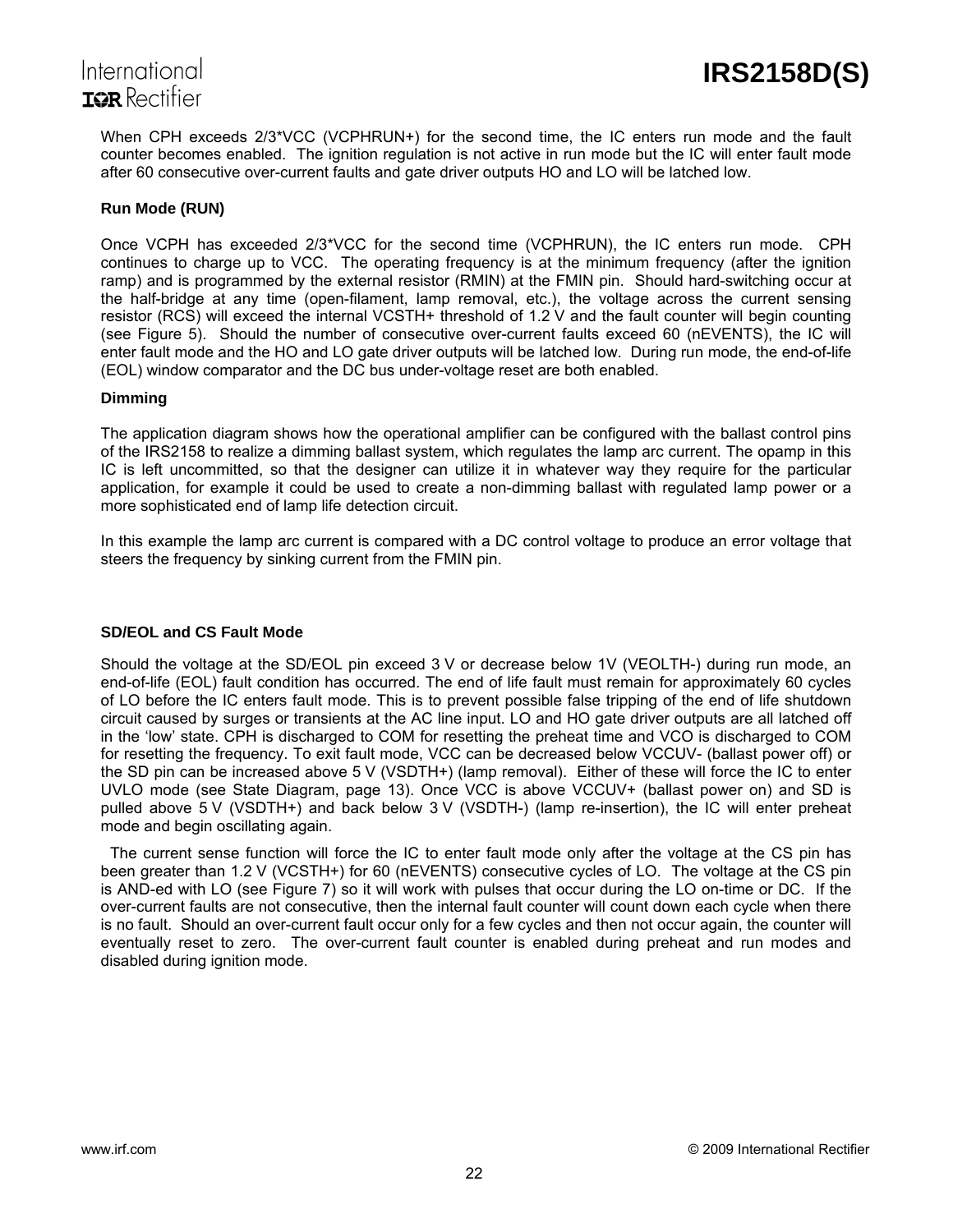When CPH exceeds 2/3*VCC (VCPHRUN+) for the second time, the IC enters run mode and the fault counter becomes enabled. The ignition regulation is not active in run mode but the IC will enter fault mode after 60 consecutive over-current faults and gate driver outputs HO and LO will be latched low.

### Run Mode (RUN)

Once VCPH has exceeded 2/3*VCC for the second time (VCPHRUN), the IC enters run mode. CPH continues to charge up to VCC. The operating frequency is at the minimum frequency (after the ignition ramp) and is programmed by the external resistor (RMIN) at the FMIN pin. Should hard-switching occur at the half-bridge at any time (open-filament, lamp removal, etc.), the voltage across the current sensing resistor (RCS) will exceed the internal VCSTH+ threshold of 1.2 V and the fault counter will begin counting (see Figure 5). Should the number of consecutive over-current faults exceed 60 (nEVENTS), the IC will enter fault mode and the HO and LO gate driver outputs will be latched low. During run mode, the end-of-life (EOL) window comparator and the DC bus under-voltage reset are both enabled.

### Dimming

The application diagram shows how the operational amplifier can be configured with the ballast control pins of the IRS2158 to realize a dimming ballast system, which regulates the lamp arc current. The opamp in this IC is left uncommitted, so that the designer can utilize it in whatever way they require for the particular application, for example it could be used to create a non-dimming ballast with regulated lamp power or a more sophisticated end of lamp life detection circuit.

In this example the lamp arc current is compared with a DC control voltage to produce an error voltage that steers the frequency by sinking current from the FMIN pin.

### SD/EOL and CS Fault Mode

Should the voltage at the SD/EOL pin exceed 3 V or decrease below 1V (VEOLTH-) during run mode, an end-of-life (EOL) fault condition has occurred. The end of life fault must remain for approximately 60 cycles of LO before the IC enters fault mode. This is to prevent possible false tripping of the end of life shutdown circuit caused by surges or transients at the AC line input. LO and HO gate driver outputs are all latched off in the 'low' state. CPH is discharged to COM for resetting the preheat time and VCO is discharged to COM for resetting the frequency. To exit fault mode, VCC can be decreased below VCCUV- (ballast power off) or the SD pin can be increased above 5 V (VSDTH+) (lamp removal). Either of these will force the IC to enter UVLO mode (see State Diagram, page 13). Once VCC is above VCCUV+ (ballast power on) and SD is pulled above 5 V (VSDTH+) and back below 3 V (VSDTH-) (lamp re-insertion), the IC will enter preheat mode and begin oscillating again.

The current sense function will force the IC to enter fault mode only after the voltage at the CS pin has been greater than 1.2 V (VCSTH+) for 60 (nEVENTS) consecutive cycles of LO. The voltage at the CS pin is AND-ed with LO (see Figure 7) so it will work with pulses that occur during the LO on-time or DC. If the over-current faults are not consecutive, then the internal fault counter will count down each cycle when there is no fault. Should an over-current fault occur only for a few cycles and then not occur again, the counter will eventually reset to zero. The over-current fault counter is enabled during preheat and run modes and disabled during ignition mode.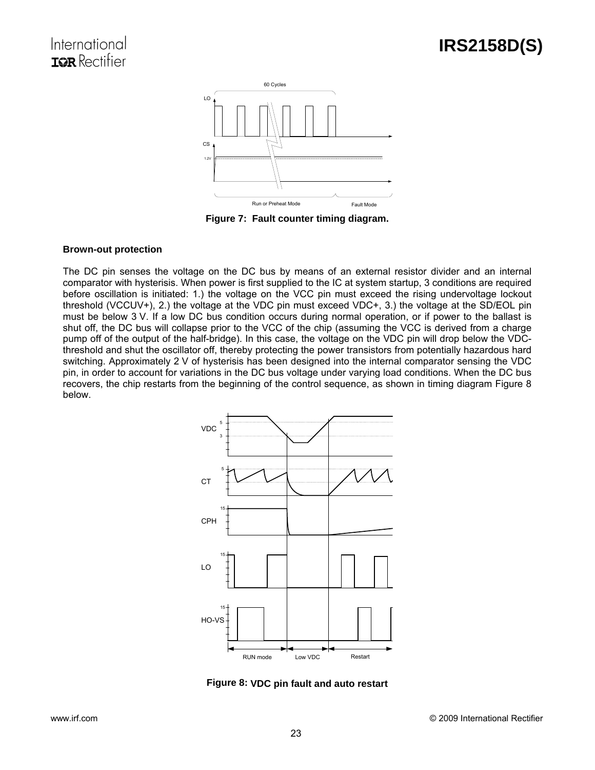Figure 7: Fault counter timing diagram.

**Brown-out protection**

The DC pin senses the voltage on the DC bus by means of an external resistor divider and an internal comparator with hysterisis. When power is first supplied to the IC at system startup, 3 conditions are required before oscillation is initiated: 1.) the voltage on the VCC pin must exceed the rising undervoltage lockout threshold (VCCUV+), 2.) the voltage at the VDC pin must exceed VDC+, 3.) the voltage at the SD/EOL pin must be below 3 V. If a low DC bus condition occurs during normal operation, or if power to the ballast is shut off, the DC bus will collapse prior to the VCC of the chip (assuming the VCC is derived from a charge pump off of the output of the half-bridge). In this case, the voltage on the VDC pin will drop below the VDC- threshold and shut the oscillator off, thereby protecting the power transistors from potentially hazardous hard switching. Approximately 2 V of hysterisis has been designed into the internal comparator sensing the VDC pin, in order to account for variations in the DC bus voltage under varying load conditions. When the DC bus recovers, the chip restarts from the beginning of the control sequence, as shown in timing diagram Figure 8 below.

Figure 8: VDC pin fault and auto restart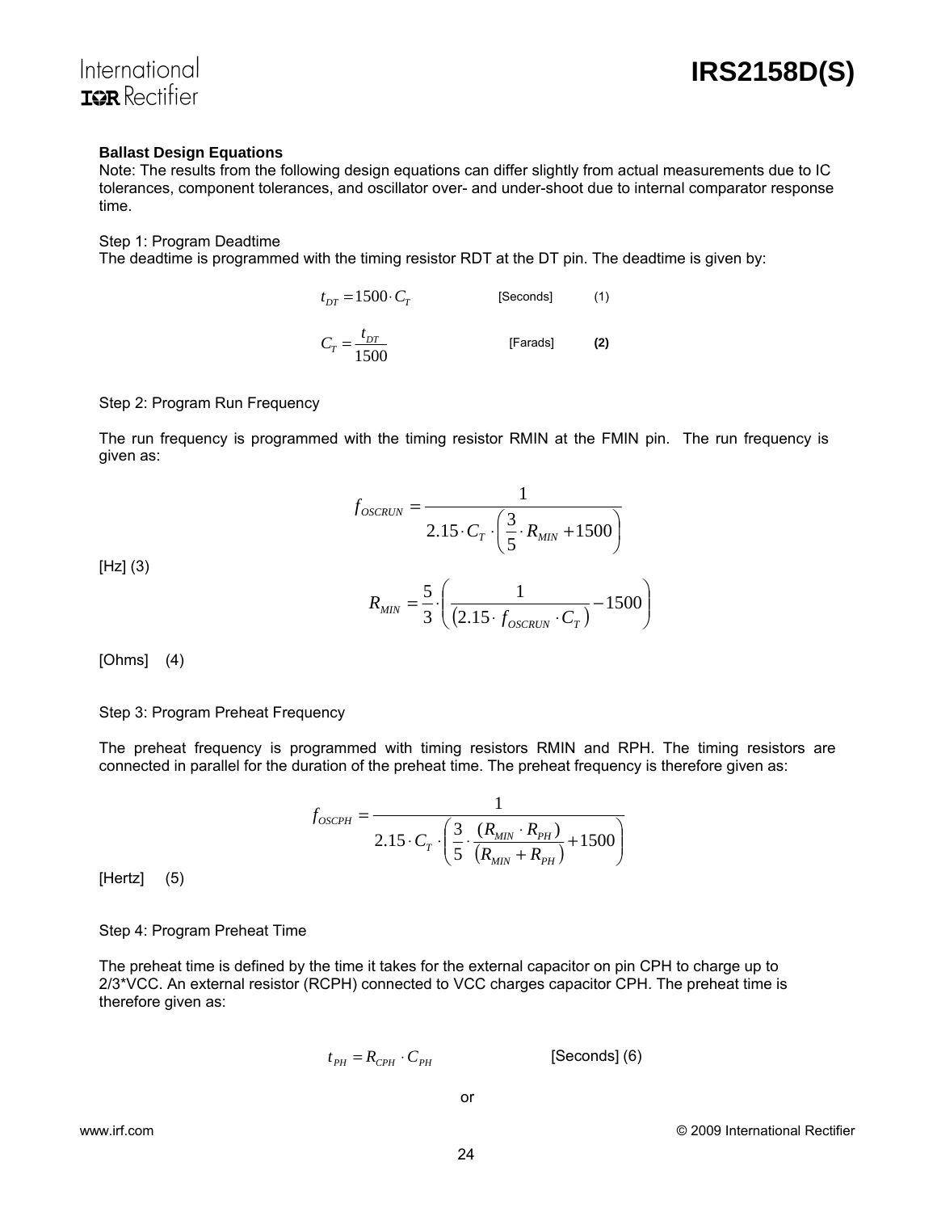**Ballast Design Equations**

Note: The results from the following design equations can differ slightly from actual measurements due to IC tolerances, component tolerances, and oscillator over- and under-shoot due to internal comparator response time.

Step 1: Program Deadtime

The deadtime is programmed with the timing resistor RDT at the DT pin. The deadtime is given by:

$$t_{DT} = 1500 \cdot C_T \qquad \text{[Seconds]} \qquad (1)$$

$$C_T = \frac{t_{DT}}{1500} \qquad \text{[Farads]} \qquad \textbf{(2)}$$

Step 2: Program Run Frequency

The run frequency is programmed with the timing resistor RMIN at the FMIN pin. The run frequency is given as:

$$f_{OSCRUN} = \frac{1}{2.15 \cdot C_T \cdot \left( \frac{3}{5} \cdot R_{MIN} + 1500 \right)}$$

[Hz] (3)

$$R_{MIN} = \frac{5}{3} \cdot \left( \frac{1}{\left(2.15 \cdot f_{OSCRUN} \cdot C_T\right)} - 1500 \right)$$

[Ohms] (4)

Step 3: Program Preheat Frequency

The preheat frequency is programmed with timing resistors RMIN and RPH. The timing resistors are connected in parallel for the duration of the preheat time. The preheat frequency is therefore given as:

$$f_{OSCPH} = \frac{1}{2.15 \cdot C_T \cdot \left( \frac{3}{5} \cdot \frac{(R_{MIN} \cdot R_{PH})}{(R_{MIN} + R_{PH})} + 1500 \right)}$$

[Hertz] (5)

Step 4: Program Preheat Time

The preheat time is defined by the time it takes for the external capacitor on pin CPH to charge up to 2/3*VCC. An external resistor (RCPH) connected to VCC charges capacitor CPH. The preheat time is therefore given as:

$$t_{PH} = R_{CPH} \cdot C_{PH} \qquad \text{[Seconds]} \; (6)$$

or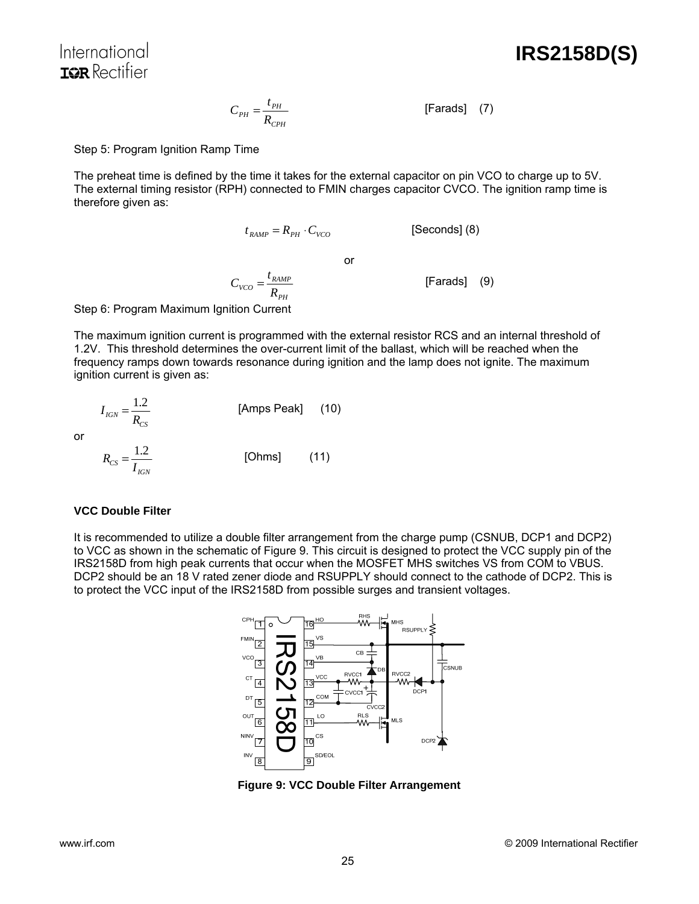$$C_{PH} = \frac{t_{PH}}{R_{CPH}} \quad \text{[Farads]} \quad (7)$$

Step 5: Program Ignition Ramp Time

The preheat time is defined by the time it takes for the external capacitor on pin VCO to charge up to 5V. The external timing resistor (RPH) connected to FMIN charges capacitor CVCO. The ignition ramp time is therefore given as:

$$t_{RAMP} = R_{PH} \cdot C_{VCO} \quad \text{[Seconds]} \quad (8)$$

or

$$C_{VCO} = \frac{t_{RAMP}}{R_{PH}} \quad \text{[Farads]} \quad (9)$$

Step 6: Program Maximum Ignition Current

The maximum ignition current is programmed with the external resistor RCS and an internal threshold of 1.2V. This threshold determines the over-current limit of the ballast, which will be reached when the frequency ramps down towards resonance during ignition and the lamp does not ignite. The maximum ignition current is given as:

$$I_{IGN} = \frac{1.2}{R_{CS}} \quad \text{[Amps Peak]} \quad (10)$$

or

$$R_{CS} = \frac{1.2}{I_{IGN}} \quad \text{[Ohms]} \quad (11)$$

**VCC Double Filter**

It is recommended to utilize a double filter arrangement from the charge pump (CSNUB, DCP1 and DCP2) to VCC as shown in the schematic of Figure 9. This circuit is designed to protect the VCC supply pin of the IRS2158D from high peak currents that occur when the MOSFET MHS switches VS from COM to VBUS. DCP2 should be an 18 V rated zener diode and RSUPPLY should connect to the cathode of DCP2. This is to protect the VCC input of the IRS2158D from possible surges and transient voltages.

**Figure 9: VCC Double Filter Arrangement**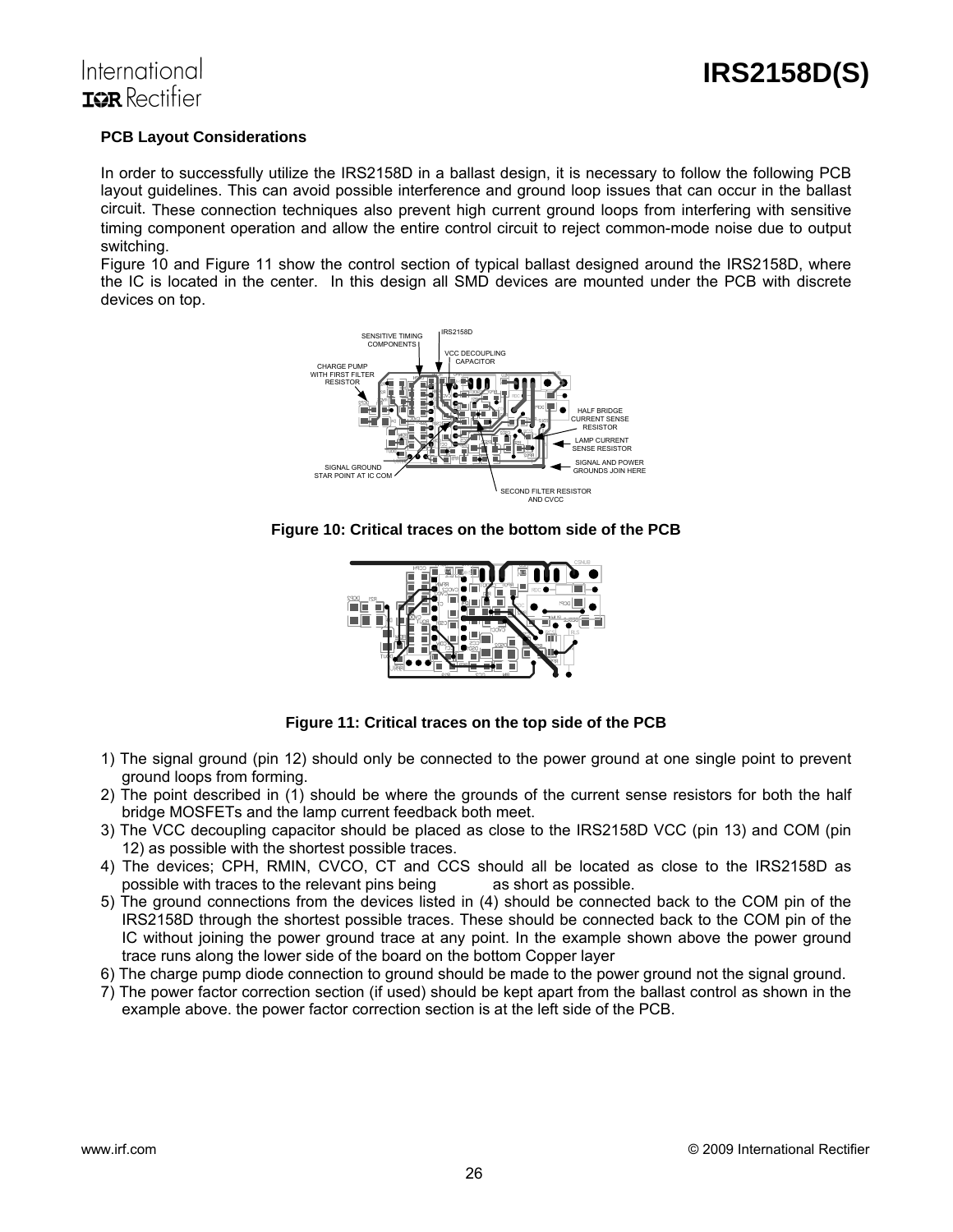## PCB Layout Considerations

In order to successfully utilize the IRS2158D in a ballast design, it is necessary to follow the following PCB layout guidelines. This can avoid possible interference and ground loop issues that can occur in the ballast circuit. These connection techniques also prevent high current ground loops from interfering with sensitive timing component operation and allow the entire control circuit to reject common-mode noise due to output switching.

Figure 10 and Figure 11 show the control section of typical ballast designed around the IRS2158D, where the IC is located in the center. In this design all SMD devices are mounted under the PCB with discrete devices on top.

**Figure 10: Critical traces on the bottom side of the PCB**

**Figure 11: Critical traces on the top side of the PCB**

1) The signal ground (pin 12) should only be connected to the power ground at one single point to prevent ground loops from forming.
2) The point described in (1) should be where the grounds of the current sense resistors for both the half bridge MOSFETs and the lamp current feedback both meet.
3) The VCC decoupling capacitor should be placed as close to the IRS2158D VCC (pin 13) and COM (pin 12) as possible with the shortest possible traces.
4) The devices; CPH, RMIN, CVCO, CT and CCS should all be located as close to the IRS2158D as possible with traces to the relevant pins being as short as possible.
5) The ground connections from the devices listed in (4) should be connected back to the COM pin of the IRS2158D through the shortest possible traces. These should be connected back to the COM pin of the IC without joining the power ground trace at any point. In the example shown above the power ground trace runs along the lower side of the board on the bottom Copper layer
6) The charge pump diode connection to ground should be made to the power ground not the signal ground.
7) The power factor correction section (if used) should be kept apart from the ballast control as shown in the example above. the power factor correction section is at the left side of the PCB.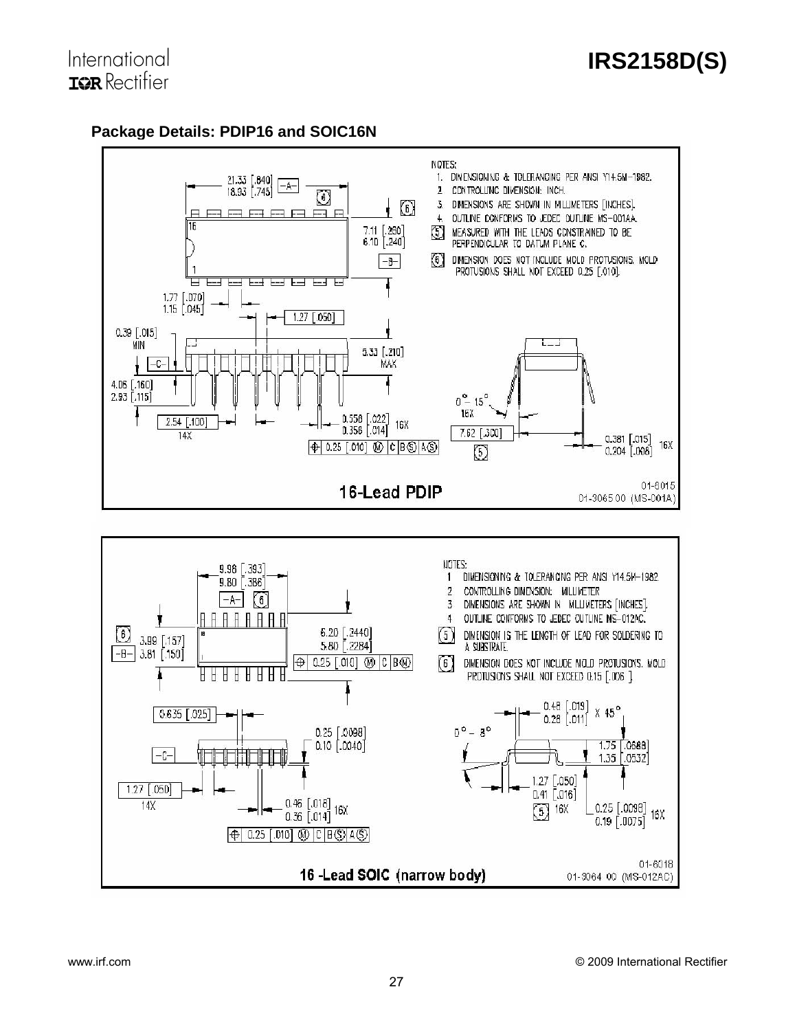## Package Details: PDIP16 and SOIC16N

NOTES:
1. DIMENSIONING & TOLERANCING PER ANSI Y14.5M-1982.
2. CONTROLLING DIMENSION: INCH.
3. DIMENSIONS ARE SHOWN IN MILLIMETERS [INCHES].
4. OUTLINE CONFORMS TO JEDEC OUTLINE MS-001AA.
5. MEASURED WITH THE LEADS CONSTRAINED TO BE PERPENDICULAR TO DATUM PLANE C.
6. DIMENSION DOES NOT INCLUDE MOLD PROTUSIONS. MOLD PROTUSIONS SHALL NOT EXCEED 0.25 [.010].

21.33 [.840] / 18.93 [.745] -A- (6)
7.11 [.280] / 6.10 [.240] -B- (6)
1.77 [.070] / 1.15 [.045]
1.27 [.050]
0.39 [.015] MIN
5.33 [.210] MAX
-C-
4.06 [.160] / 2.93 [.115]
2.54 [.100] 14X
0.558 [.022] / 0.356 [.014] 16X
⊕ 0.25 [.010] Ⓜ C B Ⓢ A Ⓢ
0° - 15° 16X
7.62 [.300] (5)
0.381 [.015] / 0.204 [.008] 16X

**16-Lead PDIP**

01-6015
01-3065 00 (MS-001A)

NOTES:
1. DIMENSIONING & TOLERANCING PER ANSI Y14.5M-1982.
2. CONTROLLING DIMENSION: MILLIMETER
3. DIMENSIONS ARE SHOWN IN MILLIMETERS [INCHES].
4. OUTLINE CONFORMS TO JEDEC OUTLINE MS-012AC.
5. DIMENSION IS THE LENGTH OF LEAD FOR SOLDERING TO A SUBSTRATE.
6. DIMENSION DOES NOT INCLUDE MOLD PROTUSIONS. MOLD PROTUSIONS SHALL NOT EXCEED 0.15 [.006].

9.98 [.393] / 9.80 [.386] -A- (6)
(6) 3.99 [.157] / -B- 3.81 [.150]
6.20 [.2440] / 5.80 [.2284]
⊕ 0.25 [.010] Ⓜ C B Ⓜ
0.635 [.025]
0.25 [.0098] / 0.10 [.0040]
-C-
1.27 [.050] 14X
0.46 [.018] / 0.36 [.014] 16X
⊕ 0.25 [.010] Ⓜ C B Ⓢ A Ⓢ
0.48 [.019] / 0.28 [.011] X 45°
0° - 8°
1.75 [.0688] / 1.35 [.0532]
1.27 [.050] / 0.41 [.016] (5) 16X
0.25 [.0098] / 0.19 [.0075] 16X

**16 -Lead SOIC (narrow body)**

01-6018
01-3064 00 (MS-012AC)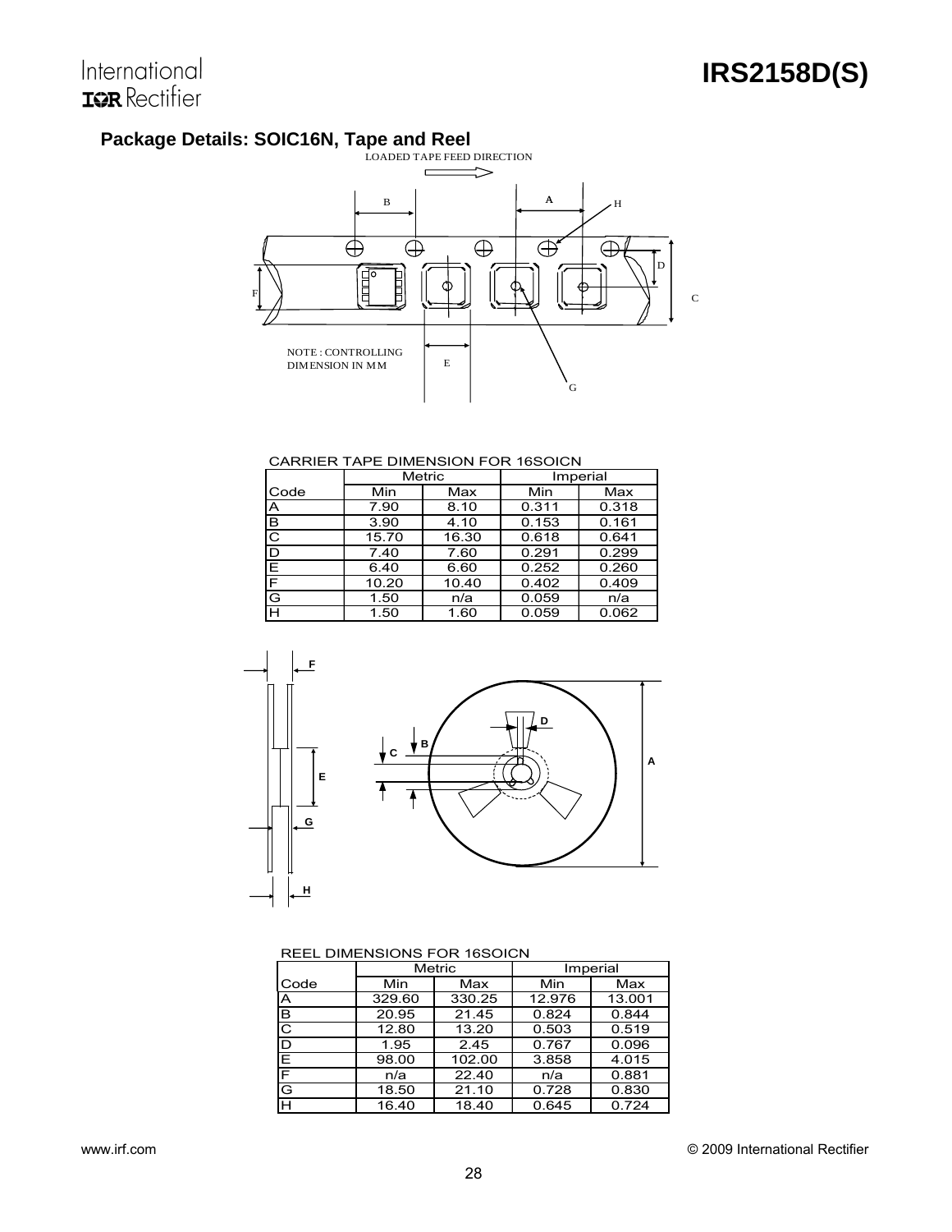## Package Details: SOIC16N, Tape and Reel

LOADED TAPE FEED DIRECTION

NOTE : CONTROLLING DIMENSION IN MM

CARRIER TAPE DIMENSION FOR 16SOICN

| Code | Metric | | Imperial | |
|---|---|---|---|---|
| | Min | Max | Min | Max |
| A | 7.90 | 8.10 | 0.311 | 0.318 |
| B | 3.90 | 4.10 | 0.153 | 0.161 |
| C | 15.70 | 16.30 | 0.618 | 0.641 |
| D | 7.40 | 7.60 | 0.291 | 0.299 |
| E | 6.40 | 6.60 | 0.252 | 0.260 |
| F | 10.20 | 10.40 | 0.402 | 0.409 |
| G | 1.50 | n/a | 0.059 | n/a |
| H | 1.50 | 1.60 | 0.059 | 0.062 |

REEL DIMENSIONS FOR 16SOICN

| Code | Metric | | Imperial | |
|---|---|---|---|---|
| | Min | Max | Min | Max |
| A | 329.60 | 330.25 | 12.976 | 13.001 |
| B | 20.95 | 21.45 | 0.824 | 0.844 |
| C | 12.80 | 13.20 | 0.503 | 0.519 |
| D | 1.95 | 2.45 | 0.767 | 0.096 |
| E | 98.00 | 102.00 | 3.858 | 4.015 |
| F | n/a | 22.40 | n/a | 0.881 |
| G | 18.50 | 21.10 | 0.728 | 0.830 |
| H | 16.40 | 18.40 | 0.645 | 0.724 |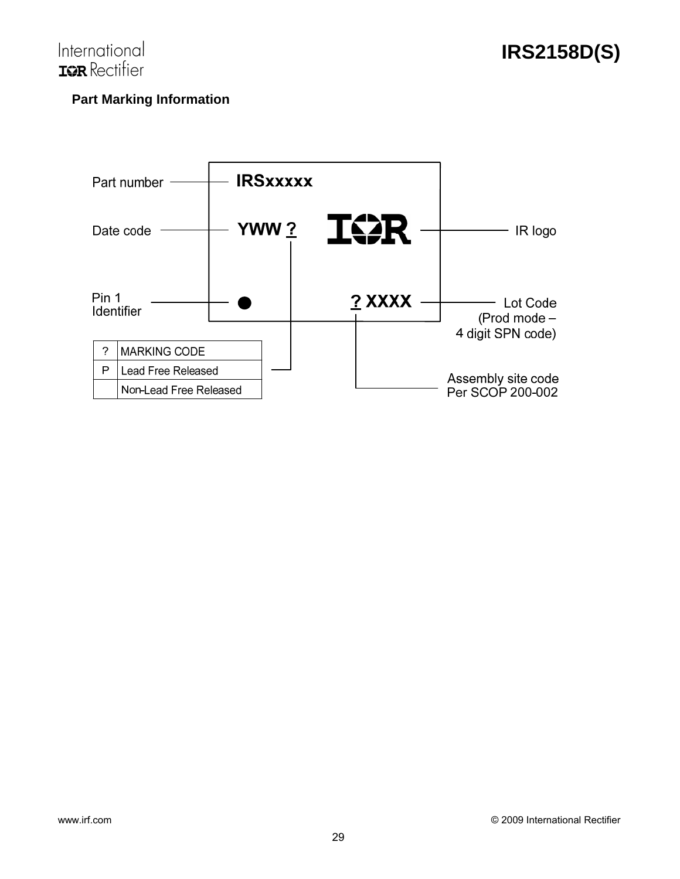## Part Marking Information

Part number — IRSxxxxx

Date code — YWW ?

IR logo

Pin 1 Identifier

Lot Code (Prod mode – 4 digit SPN code) — ? XXXX

Assembly site code Per SCOP 200-002

| ? | MARKING CODE |
|---|---|
| P | Lead Free Released |
| | Non-Lead Free Released |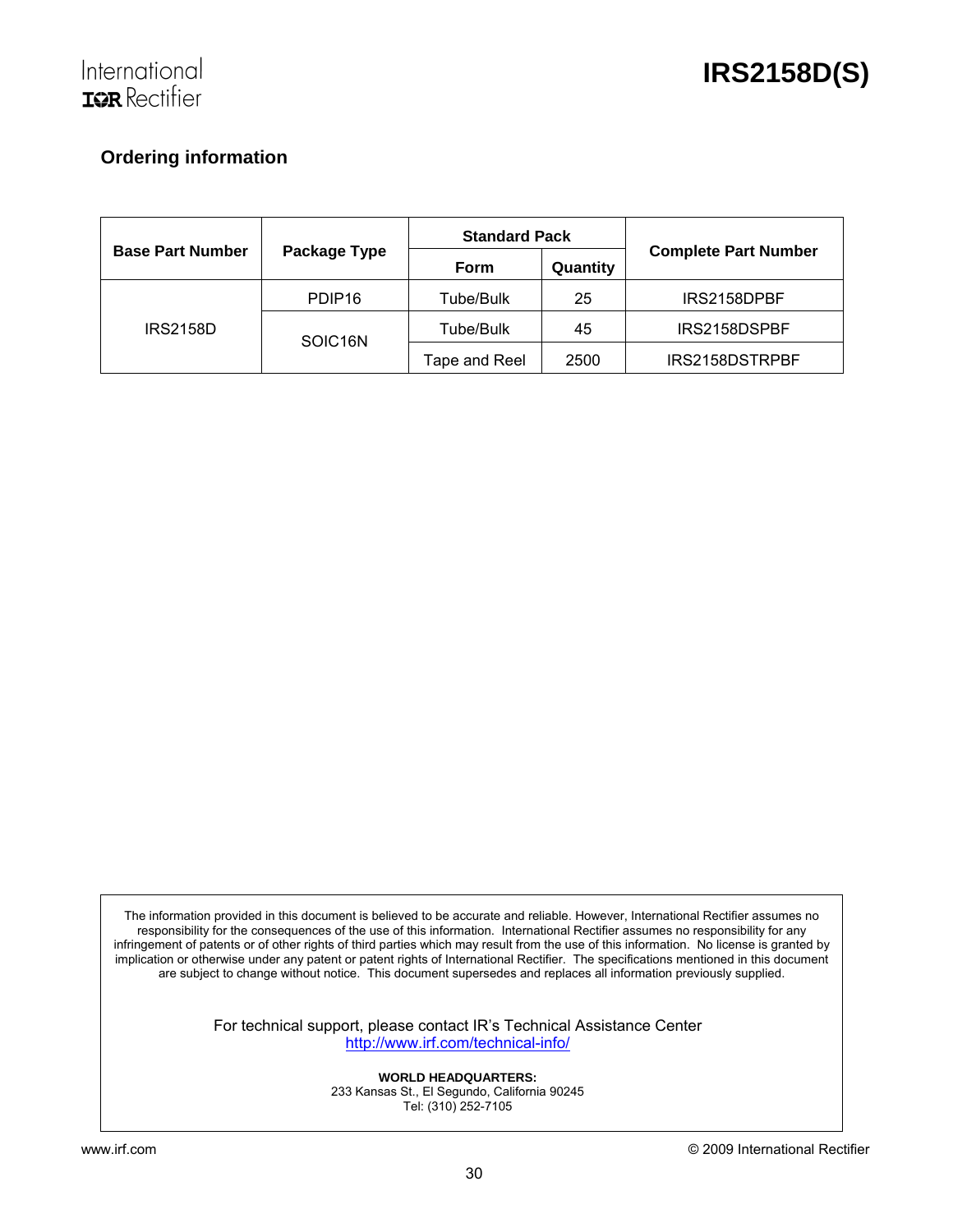## Ordering information

| Base Part Number | Package Type | Standard Pack | | Complete Part Number |
|---|---|---|---|---|
| | | Form | Quantity | |
| IRS2158D | PDIP16 | Tube/Bulk | 25 | IRS2158DPBF |
| | SOIC16N | Tube/Bulk | 45 | IRS2158DSPBF |
| | | Tape and Reel | 2500 | IRS2158DSTRPBF |

The information provided in this document is believed to be accurate and reliable. However, International Rectifier assumes no responsibility for the consequences of the use of this information. International Rectifier assumes no responsibility for any infringement of patents or of other rights of third parties which may result from the use of this information. No license is granted by implication or otherwise under any patent or patent rights of International Rectifier. The specifications mentioned in this document are subject to change without notice. This document supersedes and replaces all information previously supplied.

For technical support, please contact IR's Technical Assistance Center
http://www.irf.com/technical-info/

**WORLD HEADQUARTERS:**
233 Kansas St., El Segundo, California 90245
Tel: (310) 252-7105

www.irf.com © 2009 International Rectifier